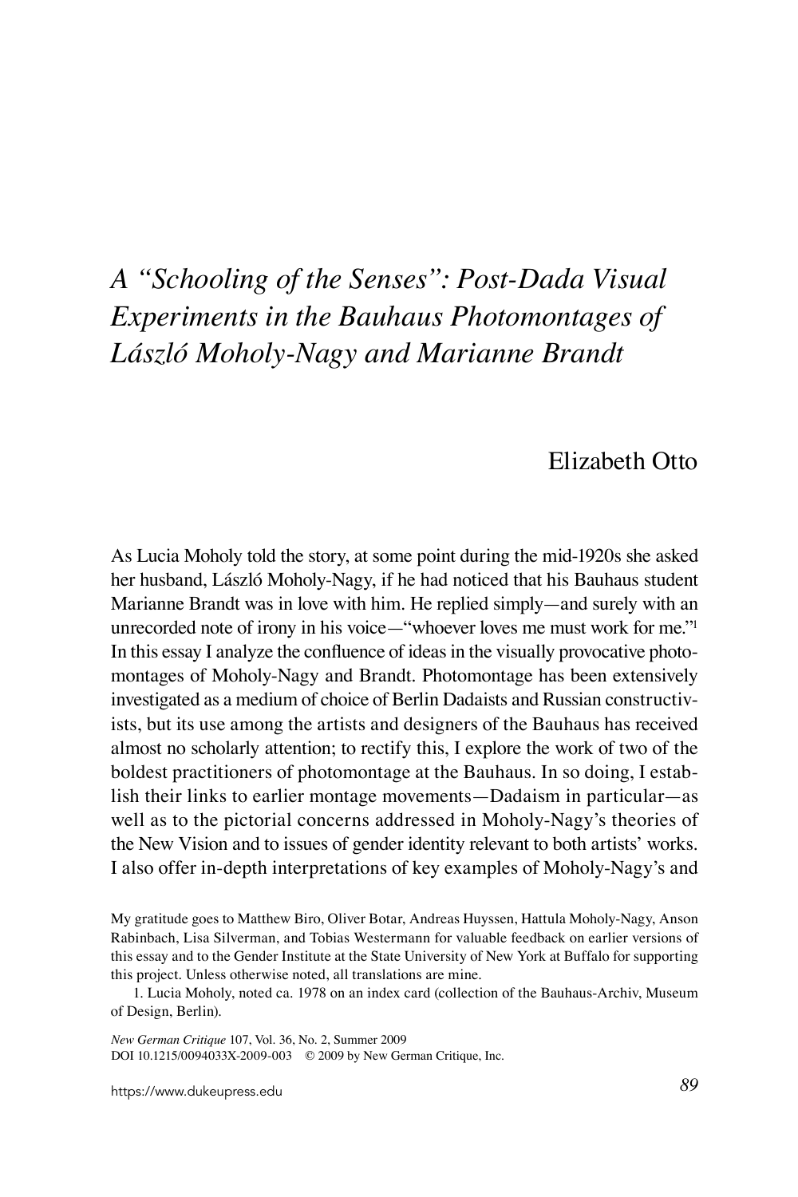# *A "Schooling of the Senses": Post-Dada Visual Experiments in the Bauhaus Photomontages of László Moholy-Nagy and Marianne Brandt*

Elizabeth Otto

As Lucia Moholy told the story, at some point during the mid-1920s she asked her husband, László Moholy-Nagy, if he had noticed that his Bauhaus student Marianne Brandt was in love with him. He replied simply—and surely with an unrecorded note of irony in his voice—"whoever loves me must work for me."[1] In this essay I analyze the confluence of ideas in the visually provocative photomontages of Moholy-Nagy and Brandt. Photomontage has been extensively investigated as a medium of choice of Berlin Dadaists and Russian constructivists, but its use among the artists and designers of the Bauhaus has received almost no scholarly attention; to rectify this, I explore the work of two of the boldest practitioners of photomontage at the Bauhaus. In so doing, I establish their links to earlier montage movements—Dadaism in particular—as well as to the pictorial concerns addressed in Moholy-Nagy's theories of the New Vision and to issues of gender identity relevant to both artists' works. I also offer in-depth interpretations of key examples of Moholy-Nagy's and

My gratitude goes to Matthew Biro, Oliver Botar, Andreas Huyssen, Hattula Moholy-Nagy, Anson Rabinbach, Lisa Silverman, and Tobias Westermann for valuable feedback on earlier versions of this essay and to the Gender Institute at the State University of New York at Buffalo for supporting this project. Unless otherwise noted, all translations are mine.

1. Lucia Moholy, noted ca. 1978 on an index card (collection of the Bauhaus-Archiv, Museum of Design, Berlin).

*New German Critique* 107, Vol. 36, No. 2, Summer 2009
DOI 10.1215/0094033X-2009-003 © 2009 by New German Critique, Inc.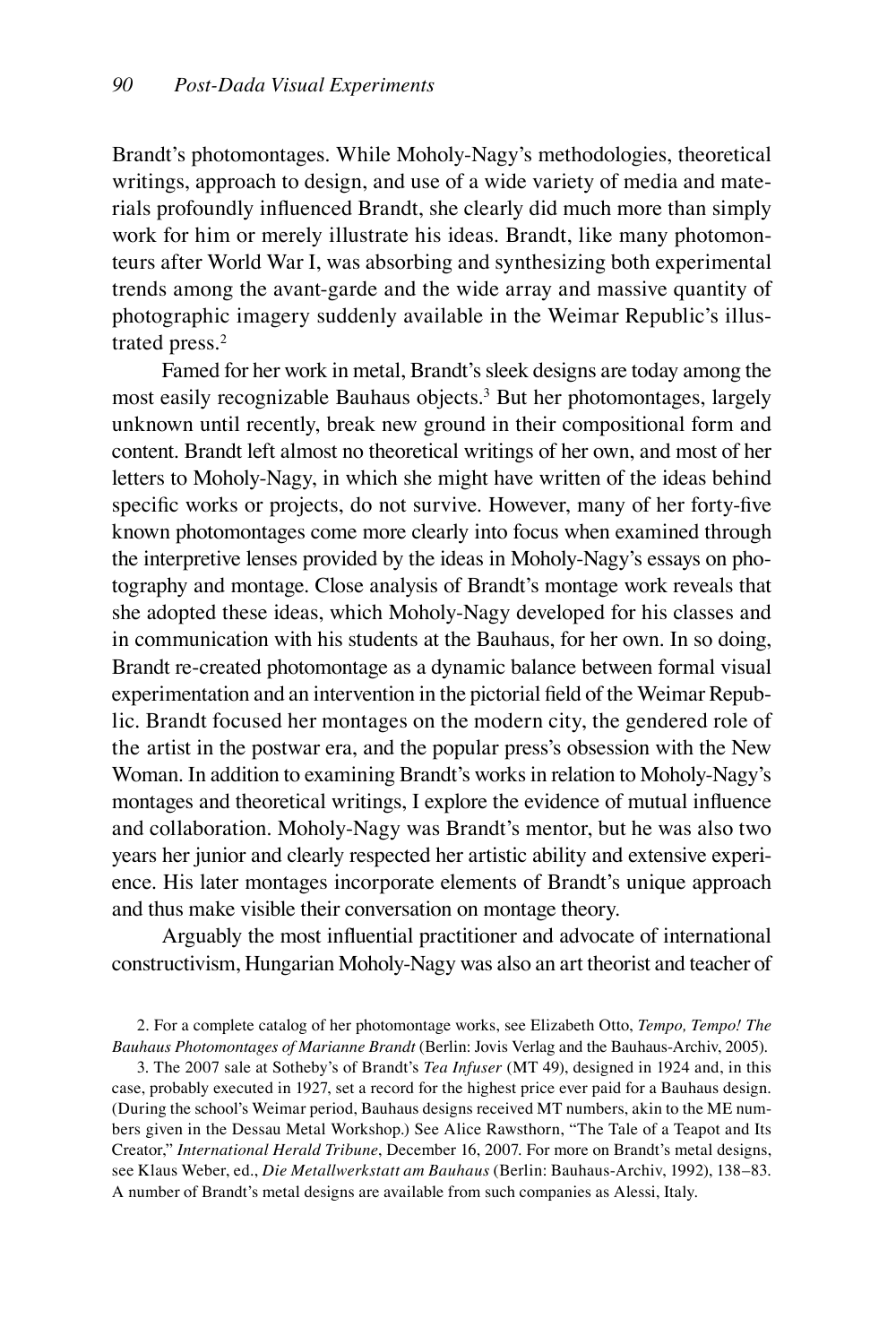Brandt's photomontages. While Moholy-Nagy's methodologies, theoretical writings, approach to design, and use of a wide variety of media and materials profoundly influenced Brandt, she clearly did much more than simply work for him or merely illustrate his ideas. Brandt, like many photomonteurs after World War I, was absorbing and synthesizing both experimental trends among the avant-garde and the wide array and massive quantity of photographic imagery suddenly available in the Weimar Republic's illustrated press.[2]

Famed for her work in metal, Brandt's sleek designs are today among the most easily recognizable Bauhaus objects.[3] But her photomontages, largely unknown until recently, break new ground in their compositional form and content. Brandt left almost no theoretical writings of her own, and most of her letters to Moholy-Nagy, in which she might have written of the ideas behind specific works or projects, do not survive. However, many of her forty-five known photomontages come more clearly into focus when examined through the interpretive lenses provided by the ideas in Moholy-Nagy's essays on photography and montage. Close analysis of Brandt's montage work reveals that she adopted these ideas, which Moholy-Nagy developed for his classes and in communication with his students at the Bauhaus, for her own. In so doing, Brandt re-created photomontage as a dynamic balance between formal visual experimentation and an intervention in the pictorial field of the Weimar Republic. Brandt focused her montages on the modern city, the gendered role of the artist in the postwar era, and the popular press's obsession with the New Woman. In addition to examining Brandt's works in relation to Moholy-Nagy's montages and theoretical writings, I explore the evidence of mutual influence and collaboration. Moholy-Nagy was Brandt's mentor, but he was also two years her junior and clearly respected her artistic ability and extensive experience. His later montages incorporate elements of Brandt's unique approach and thus make visible their conversation on montage theory.

Arguably the most influential practitioner and advocate of international constructivism, Hungarian Moholy-Nagy was also an art theorist and teacher of

2. For a complete catalog of her photomontage works, see Elizabeth Otto, *Tempo, Tempo! The Bauhaus Photomontages of Marianne Brandt* (Berlin: Jovis Verlag and the Bauhaus-Archiv, 2005).

3. The 2007 sale at Sotheby's of Brandt's *Tea Infuser* (MT 49), designed in 1924 and, in this case, probably executed in 1927, set a record for the highest price ever paid for a Bauhaus design. (During the school's Weimar period, Bauhaus designs received MT numbers, akin to the ME numbers given in the Dessau Metal Workshop.) See Alice Rawsthorn, "The Tale of a Teapot and Its Creator," *International Herald Tribune*, December 16, 2007. For more on Brandt's metal designs, see Klaus Weber, ed., *Die Metallwerkstatt am Bauhaus* (Berlin: Bauhaus-Archiv, 1992), 138–83. A number of Brandt's metal designs are available from such companies as Alessi, Italy.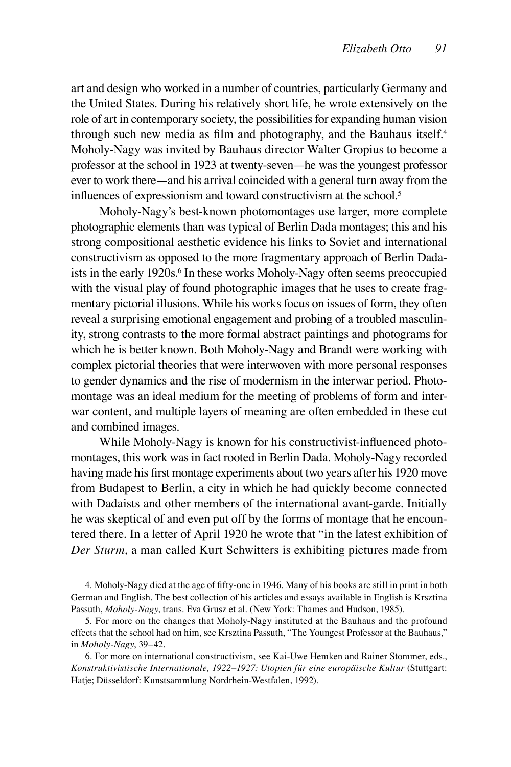art and design who worked in a number of countries, particularly Germany and the United States. During his relatively short life, he wrote extensively on the role of art in contemporary society, the possibilities for expanding human vision through such new media as film and photography, and the Bauhaus itself.[4] Moholy-Nagy was invited by Bauhaus director Walter Gropius to become a professor at the school in 1923 at twenty-seven—he was the youngest professor ever to work there—and his arrival coincided with a general turn away from the influences of expressionism and toward constructivism at the school.[5]

Moholy-Nagy's best-known photomontages use larger, more complete photographic elements than was typical of Berlin Dada montages; this and his strong compositional aesthetic evidence his links to Soviet and international constructivism as opposed to the more fragmentary approach of Berlin Dadaists in the early 1920s.[6] In these works Moholy-Nagy often seems preoccupied with the visual play of found photographic images that he uses to create fragmentary pictorial illusions. While his works focus on issues of form, they often reveal a surprising emotional engagement and probing of a troubled masculinity, strong contrasts to the more formal abstract paintings and photograms for which he is better known. Both Moholy-Nagy and Brandt were working with complex pictorial theories that were interwoven with more personal responses to gender dynamics and the rise of modernism in the interwar period. Photomontage was an ideal medium for the meeting of problems of form and interwar content, and multiple layers of meaning are often embedded in these cut and combined images.

While Moholy-Nagy is known for his constructivist-influenced photomontages, this work was in fact rooted in Berlin Dada. Moholy-Nagy recorded having made his first montage experiments about two years after his 1920 move from Budapest to Berlin, a city in which he had quickly become connected with Dadaists and other members of the international avant-garde. Initially he was skeptical of and even put off by the forms of montage that he encountered there. In a letter of April 1920 he wrote that "in the latest exhibition of *Der Sturm*, a man called Kurt Schwitters is exhibiting pictures made from

4. Moholy-Nagy died at the age of fifty-one in 1946. Many of his books are still in print in both German and English. The best collection of his articles and essays available in English is Krsztina Passuth, *Moholy-Nagy*, trans. Eva Grusz et al. (New York: Thames and Hudson, 1985).

5. For more on the changes that Moholy-Nagy instituted at the Bauhaus and the profound effects that the school had on him, see Krsztina Passuth, "The Youngest Professor at the Bauhaus," in *Moholy-Nagy*, 39–42.

6. For more on international constructivism, see Kai-Uwe Hemken and Rainer Stommer, eds., *Konstruktivistische Internationale, 1922–1927: Utopien für eine europäische Kultur* (Stuttgart: Hatje; Düsseldorf: Kunstsammlung Nordrhein-Westfalen, 1992).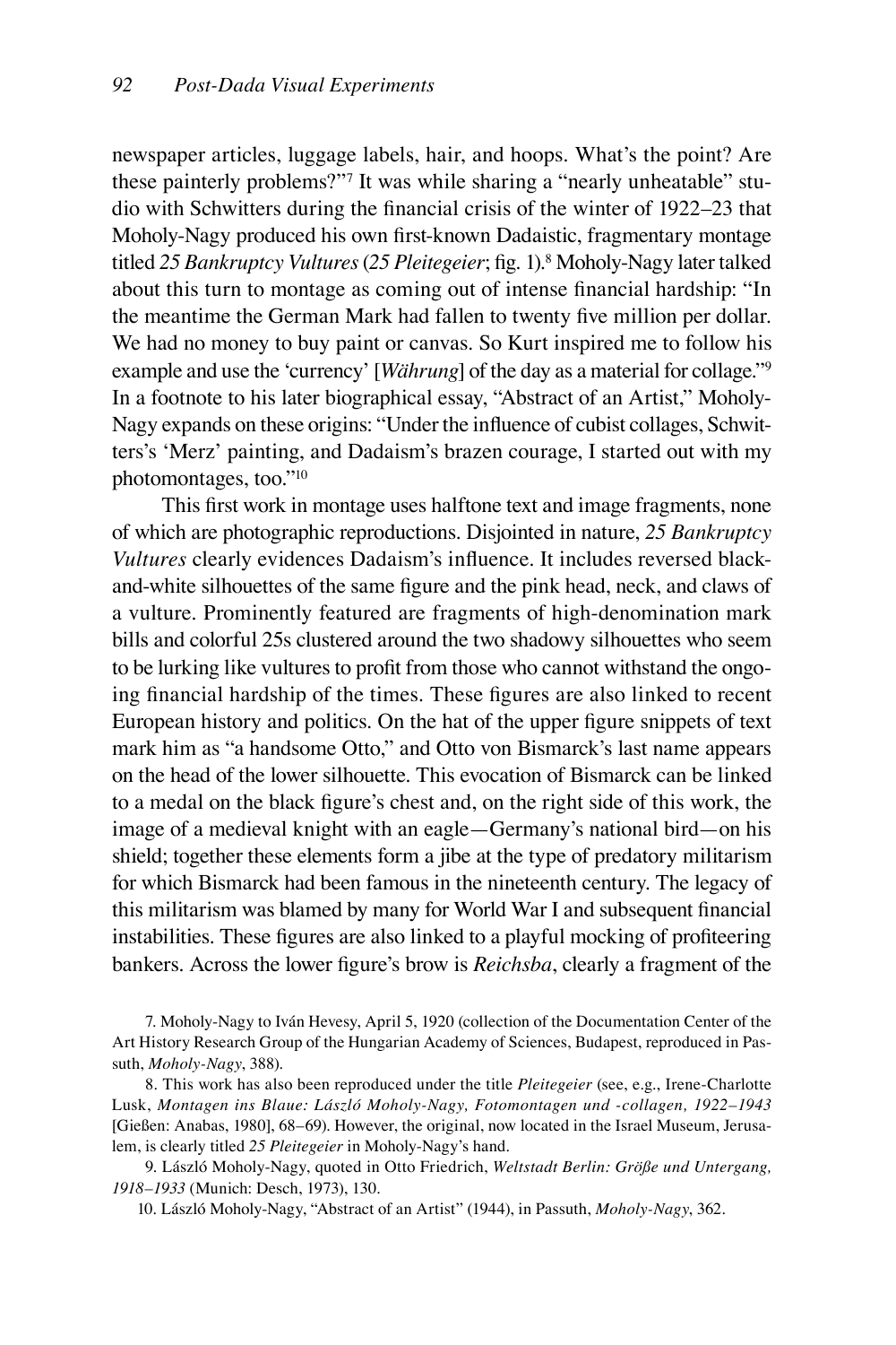newspaper articles, luggage labels, hair, and hoops. What's the point? Are these painterly problems?"[7] It was while sharing a "nearly unheatable" studio with Schwitters during the financial crisis of the winter of 1922–23 that Moholy-Nagy produced his own first-known Dadaistic, fragmentary montage titled *25 Bankruptcy Vultures* (*25 Pleitegeier*; fig. 1).[8] Moholy-Nagy later talked about this turn to montage as coming out of intense financial hardship: "In the meantime the German Mark had fallen to twenty five million per dollar. We had no money to buy paint or canvas. So Kurt inspired me to follow his example and use the 'currency' [*Währung*] of the day as a material for collage."[9] In a footnote to his later biographical essay, "Abstract of an Artist," Moholy-Nagy expands on these origins: "Under the influence of cubist collages, Schwitters's 'Merz' painting, and Dadaism's brazen courage, I started out with my photomontages, too."[10]

This first work in montage uses halftone text and image fragments, none of which are photographic reproductions. Disjointed in nature, *25 Bankruptcy Vultures* clearly evidences Dadaism's influence. It includes reversed black-and-white silhouettes of the same figure and the pink head, neck, and claws of a vulture. Prominently featured are fragments of high-denomination mark bills and colorful 25s clustered around the two shadowy silhouettes who seem to be lurking like vultures to profit from those who cannot withstand the ongoing financial hardship of the times. These figures are also linked to recent European history and politics. On the hat of the upper figure snippets of text mark him as "a handsome Otto," and Otto von Bismarck's last name appears on the head of the lower silhouette. This evocation of Bismarck can be linked to a medal on the black figure's chest and, on the right side of this work, the image of a medieval knight with an eagle—Germany's national bird—on his shield; together these elements form a jibe at the type of predatory militarism for which Bismarck had been famous in the nineteenth century. The legacy of this militarism was blamed by many for World War I and subsequent financial instabilities. These figures are also linked to a playful mocking of profiteering bankers. Across the lower figure's brow is *Reichsba*, clearly a fragment of the

7. Moholy-Nagy to Iván Hevesy, April 5, 1920 (collection of the Documentation Center of the Art History Research Group of the Hungarian Academy of Sciences, Budapest, reproduced in Passuth, *Moholy-Nagy*, 388).

8. This work has also been reproduced under the title *Pleitegeier* (see, e.g., Irene-Charlotte Lusk, *Montagen ins Blaue: László Moholy-Nagy, Fotomontagen und -collagen, 1922–1943* [Gießen: Anabas, 1980], 68–69). However, the original, now located in the Israel Museum, Jerusalem, is clearly titled *25 Pleitegeier* in Moholy-Nagy's hand.

9. László Moholy-Nagy, quoted in Otto Friedrich, *Weltstadt Berlin: Größe und Untergang, 1918–1933* (Munich: Desch, 1973), 130.

10. László Moholy-Nagy, "Abstract of an Artist" (1944), in Passuth, *Moholy-Nagy*, 362.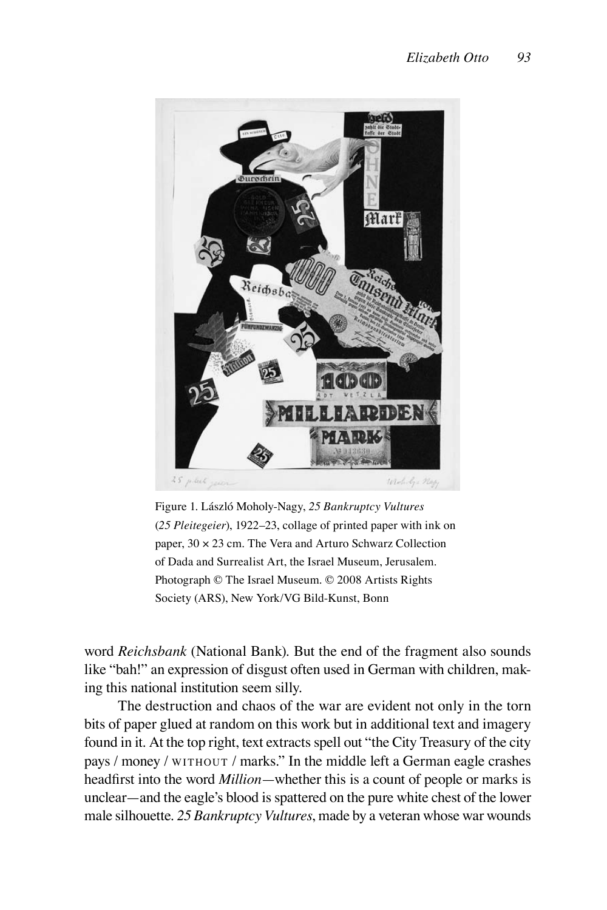Figure 1. László Moholy-Nagy, *25 Bankruptcy Vultures* (*25 Pleitegeier*), 1922–23, collage of printed paper with ink on paper, 30 × 23 cm. The Vera and Arturo Schwarz Collection of Dada and Surrealist Art, the Israel Museum, Jerusalem. Photograph © The Israel Museum. © 2008 Artists Rights Society (ARS), New York/VG Bild-Kunst, Bonn

word *Reichsbank* (National Bank). But the end of the fragment also sounds like "bah!" an expression of disgust often used in German with children, making this national institution seem silly.

The destruction and chaos of the war are evident not only in the torn bits of paper glued at random on this work but in additional text and imagery found in it. At the top right, text extracts spell out "the City Treasury of the city pays / money / WITHOUT / marks." In the middle left a German eagle crashes headfirst into the word *Million*—whether this is a count of people or marks is unclear—and the eagle's blood is spattered on the pure white chest of the lower male silhouette. *25 Bankruptcy Vultures*, made by a veteran whose war wounds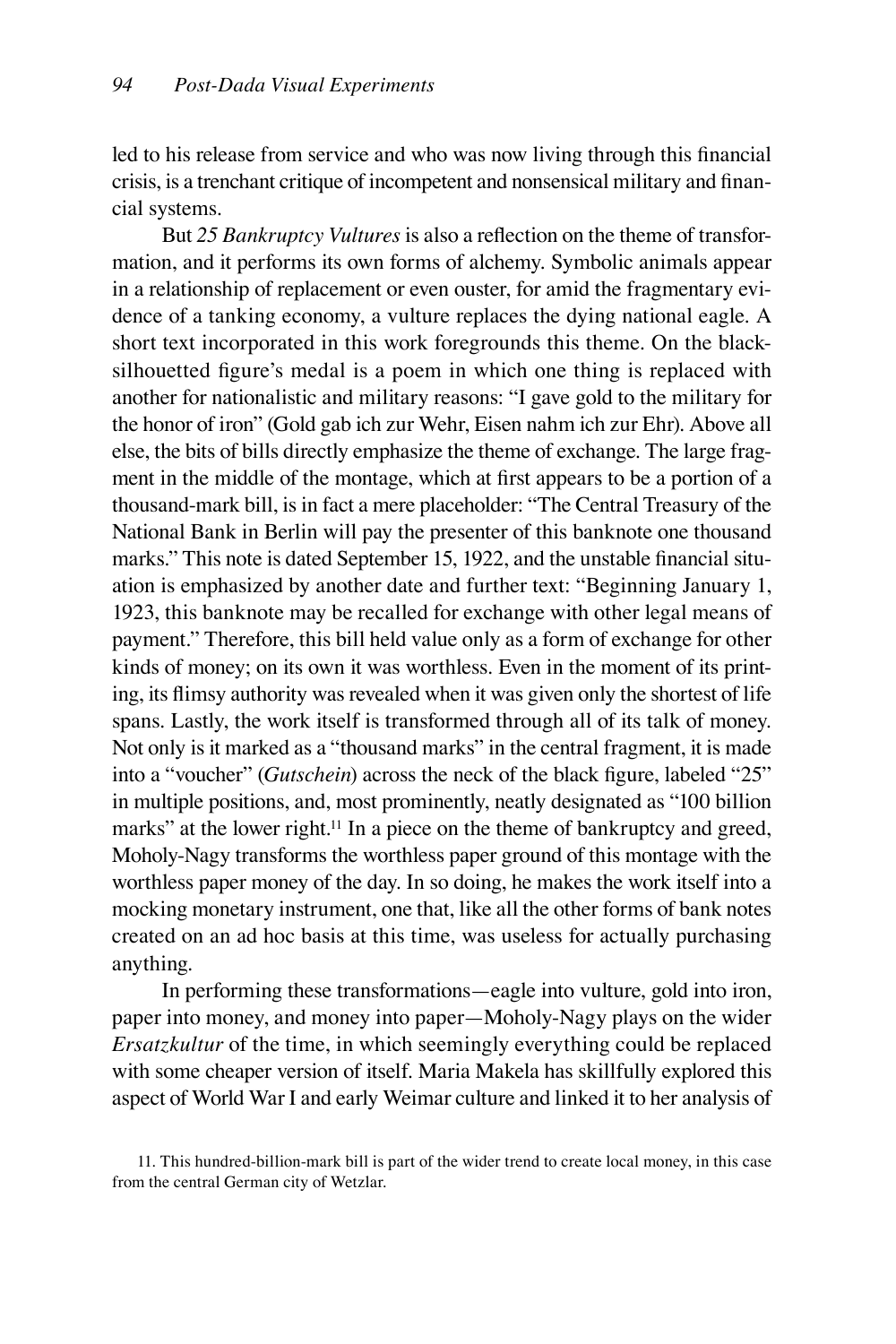led to his release from service and who was now living through this financial crisis, is a trenchant critique of incompetent and nonsensical military and financial systems.

But *25 Bankruptcy Vultures* is also a reflection on the theme of transformation, and it performs its own forms of alchemy. Symbolic animals appear in a relationship of replacement or even ouster, for amid the fragmentary evidence of a tanking economy, a vulture replaces the dying national eagle. A short text incorporated in this work foregrounds this theme. On the black-silhouetted figure's medal is a poem in which one thing is replaced with another for nationalistic and military reasons: "I gave gold to the military for the honor of iron" (Gold gab ich zur Wehr, Eisen nahm ich zur Ehr). Above all else, the bits of bills directly emphasize the theme of exchange. The large fragment in the middle of the montage, which at first appears to be a portion of a thousand-mark bill, is in fact a mere placeholder: "The Central Treasury of the National Bank in Berlin will pay the presenter of this banknote one thousand marks." This note is dated September 15, 1922, and the unstable financial situation is emphasized by another date and further text: "Beginning January 1, 1923, this banknote may be recalled for exchange with other legal means of payment." Therefore, this bill held value only as a form of exchange for other kinds of money; on its own it was worthless. Even in the moment of its printing, its flimsy authority was revealed when it was given only the shortest of life spans. Lastly, the work itself is transformed through all of its talk of money. Not only is it marked as a "thousand marks" in the central fragment, it is made into a "voucher" (*Gutschein*) across the neck of the black figure, labeled "25" in multiple positions, and, most prominently, neatly designated as "100 billion marks" at the lower right.[11] In a piece on the theme of bankruptcy and greed, Moholy-Nagy transforms the worthless paper ground of this montage with the worthless paper money of the day. In so doing, he makes the work itself into a mocking monetary instrument, one that, like all the other forms of bank notes created on an ad hoc basis at this time, was useless for actually purchasing anything.

In performing these transformations—eagle into vulture, gold into iron, paper into money, and money into paper—Moholy-Nagy plays on the wider *Ersatzkultur* of the time, in which seemingly everything could be replaced with some cheaper version of itself. Maria Makela has skillfully explored this aspect of World War I and early Weimar culture and linked it to her analysis of

11. This hundred-billion-mark bill is part of the wider trend to create local money, in this case from the central German city of Wetzlar.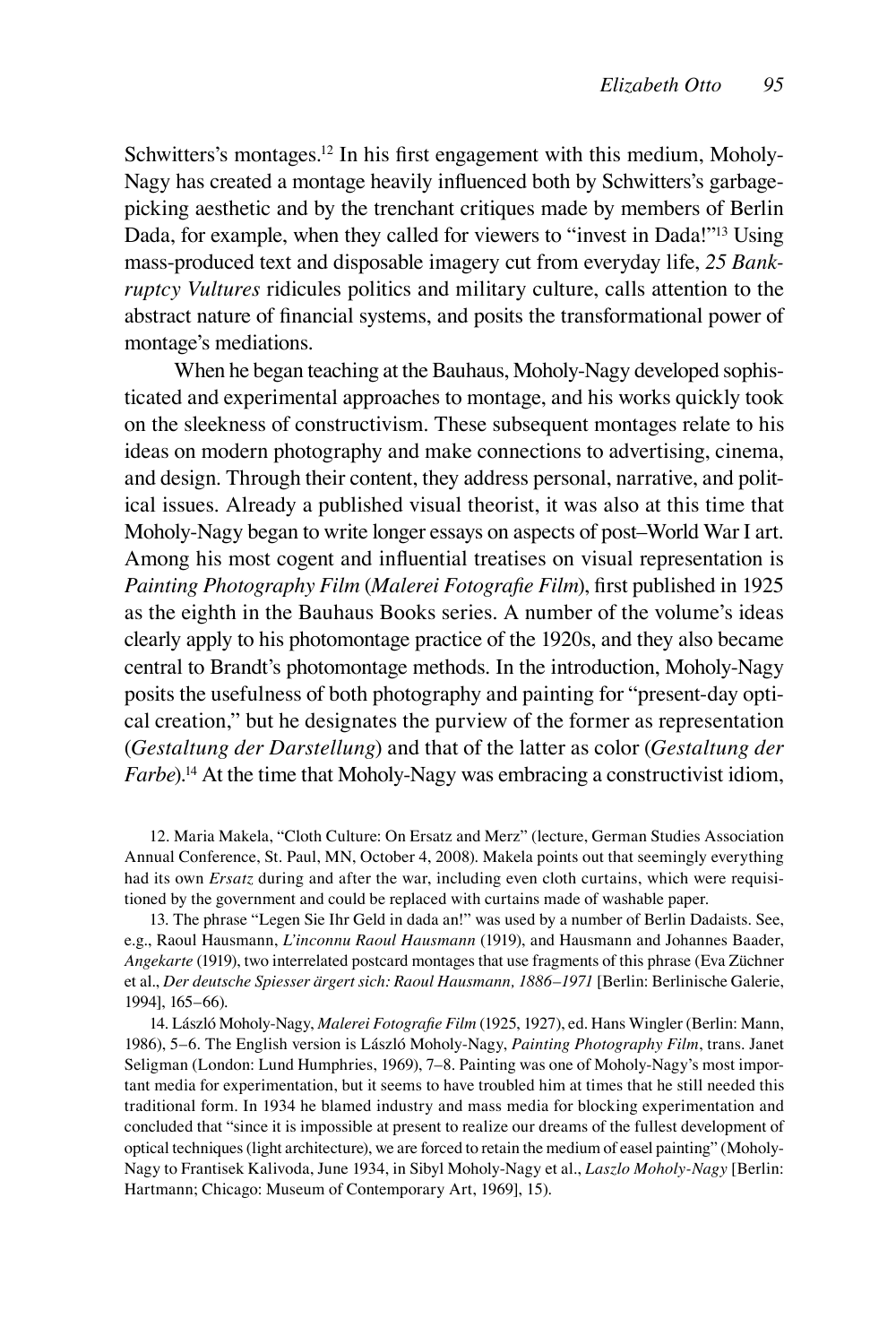Schwitters's montages.[12] In his first engagement with this medium, Moholy-Nagy has created a montage heavily influenced both by Schwitters's garbage-picking aesthetic and by the trenchant critiques made by members of Berlin Dada, for example, when they called for viewers to "invest in Dada!"[13] Using mass-produced text and disposable imagery cut from everyday life, *25 Bankruptcy Vultures* ridicules politics and military culture, calls attention to the abstract nature of financial systems, and posits the transformational power of montage's mediations.

When he began teaching at the Bauhaus, Moholy-Nagy developed sophisticated and experimental approaches to montage, and his works quickly took on the sleekness of constructivism. These subsequent montages relate to his ideas on modern photography and make connections to advertising, cinema, and design. Through their content, they address personal, narrative, and political issues. Already a published visual theorist, it was also at this time that Moholy-Nagy began to write longer essays on aspects of post–World War I art. Among his most cogent and influential treatises on visual representation is *Painting Photography Film* (*Malerei Fotografie Film*), first published in 1925 as the eighth in the Bauhaus Books series. A number of the volume's ideas clearly apply to his photomontage practice of the 1920s, and they also became central to Brandt's photomontage methods. In the introduction, Moholy-Nagy posits the usefulness of both photography and painting for "present-day optical creation," but he designates the purview of the former as representation (*Gestaltung der Darstellung*) and that of the latter as color (*Gestaltung der Farbe*).[14] At the time that Moholy-Nagy was embracing a constructivist idiom,

12. Maria Makela, "Cloth Culture: On Ersatz and Merz" (lecture, German Studies Association Annual Conference, St. Paul, MN, October 4, 2008). Makela points out that seemingly everything had its own *Ersatz* during and after the war, including even cloth curtains, which were requisitioned by the government and could be replaced with curtains made of washable paper.

13. The phrase "Legen Sie Ihr Geld in dada an!" was used by a number of Berlin Dadaists. See, e.g., Raoul Hausmann, *L'inconnu Raoul Hausmann* (1919), and Hausmann and Johannes Baader, *Angekarte* (1919), two interrelated postcard montages that use fragments of this phrase (Eva Züchner et al., *Der deutsche Spiesser ärgert sich: Raoul Hausmann, 1886–1971* [Berlin: Berlinische Galerie, 1994], 165–66).

14. László Moholy-Nagy, *Malerei Fotografie Film* (1925, 1927), ed. Hans Wingler (Berlin: Mann, 1986), 5–6. The English version is László Moholy-Nagy, *Painting Photography Film*, trans. Janet Seligman (London: Lund Humphries, 1969), 7–8. Painting was one of Moholy-Nagy's most important media for experimentation, but it seems to have troubled him at times that he still needed this traditional form. In 1934 he blamed industry and mass media for blocking experimentation and concluded that "since it is impossible at present to realize our dreams of the fullest development of optical techniques (light architecture), we are forced to retain the medium of easel painting" (Moholy-Nagy to Frantisek Kalivoda, June 1934, in Sibyl Moholy-Nagy et al., *Laszlo Moholy-Nagy* [Berlin: Hartmann; Chicago: Museum of Contemporary Art, 1969], 15).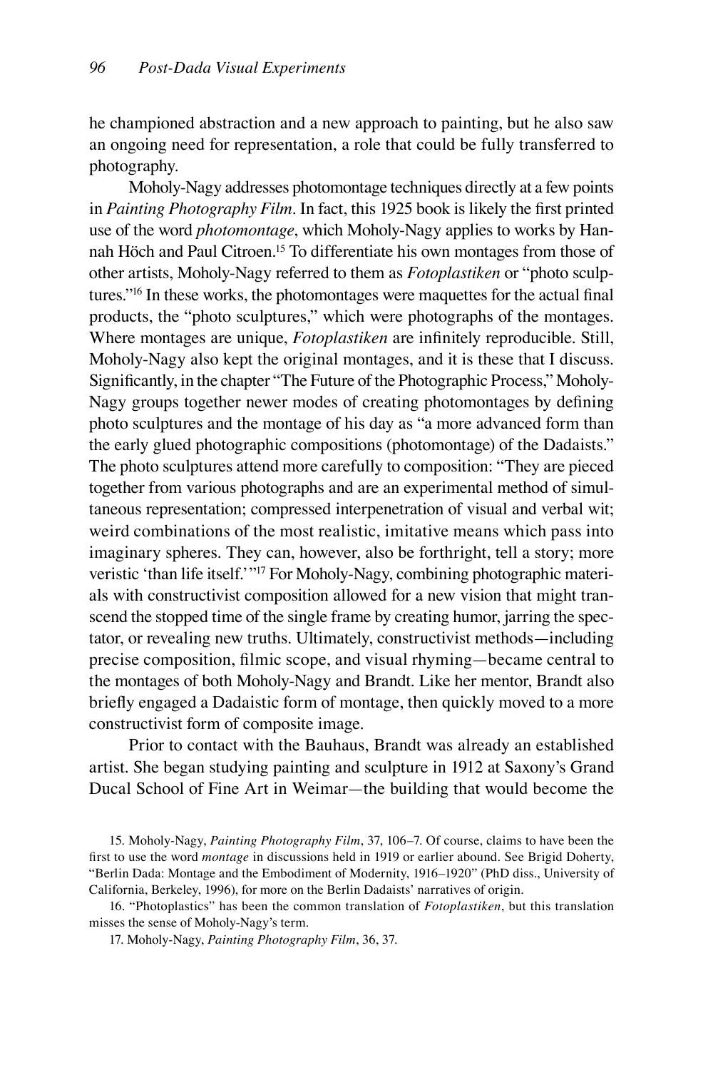he championed abstraction and a new approach to painting, but he also saw an ongoing need for representation, a role that could be fully transferred to photography.

Moholy-Nagy addresses photomontage techniques directly at a few points in *Painting Photography Film*. In fact, this 1925 book is likely the first printed use of the word *photomontage*, which Moholy-Nagy applies to works by Hannah Höch and Paul Citroen.[15] To differentiate his own montages from those of other artists, Moholy-Nagy referred to them as *Fotoplastiken* or "photo sculptures."[16] In these works, the photomontages were maquettes for the actual final products, the "photo sculptures," which were photographs of the montages. Where montages are unique, *Fotoplastiken* are infinitely reproducible. Still, Moholy-Nagy also kept the original montages, and it is these that I discuss. Significantly, in the chapter "The Future of the Photographic Process," Moholy-Nagy groups together newer modes of creating photomontages by defining photo sculptures and the montage of his day as "a more advanced form than the early glued photographic compositions (photomontage) of the Dadaists." The photo sculptures attend more carefully to composition: "They are pieced together from various photographs and are an experimental method of simultaneous representation; compressed interpenetration of visual and verbal wit; weird combinations of the most realistic, imitative means which pass into imaginary spheres. They can, however, also be forthright, tell a story; more veristic 'than life itself.'"[17] For Moholy-Nagy, combining photographic materials with constructivist composition allowed for a new vision that might transcend the stopped time of the single frame by creating humor, jarring the spectator, or revealing new truths. Ultimately, constructivist methods—including precise composition, filmic scope, and visual rhyming—became central to the montages of both Moholy-Nagy and Brandt. Like her mentor, Brandt also briefly engaged a Dadaistic form of montage, then quickly moved to a more constructivist form of composite image.

Prior to contact with the Bauhaus, Brandt was already an established artist. She began studying painting and sculpture in 1912 at Saxony's Grand Ducal School of Fine Art in Weimar—the building that would become the

15. Moholy-Nagy, *Painting Photography Film*, 37, 106–7. Of course, claims to have been the first to use the word *montage* in discussions held in 1919 or earlier abound. See Brigid Doherty, "Berlin Dada: Montage and the Embodiment of Modernity, 1916–1920" (PhD diss., University of California, Berkeley, 1996), for more on the Berlin Dadaists' narratives of origin.

16. "Photoplastics" has been the common translation of *Fotoplastiken*, but this translation misses the sense of Moholy-Nagy's term.

17. Moholy-Nagy, *Painting Photography Film*, 36, 37.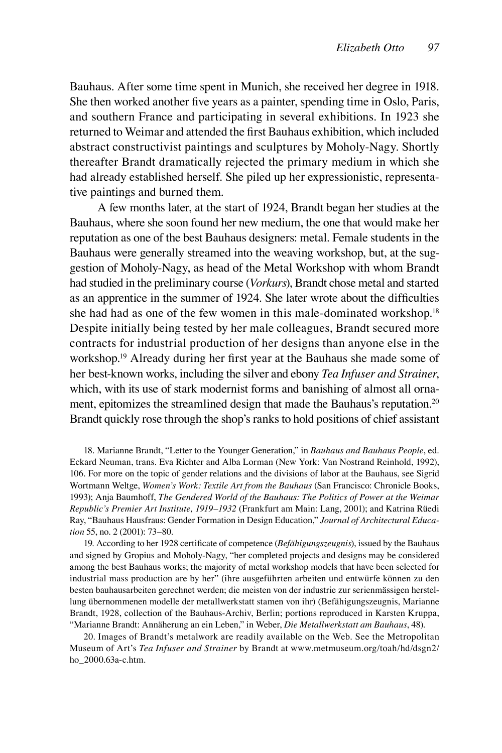Bauhaus. After some time spent in Munich, she received her degree in 1918. She then worked another five years as a painter, spending time in Oslo, Paris, and southern France and participating in several exhibitions. In 1923 she returned to Weimar and attended the first Bauhaus exhibition, which included abstract constructivist paintings and sculptures by Moholy-Nagy. Shortly thereafter Brandt dramatically rejected the primary medium in which she had already established herself. She piled up her expressionistic, representative paintings and burned them.

A few months later, at the start of 1924, Brandt began her studies at the Bauhaus, where she soon found her new medium, the one that would make her reputation as one of the best Bauhaus designers: metal. Female students in the Bauhaus were generally streamed into the weaving workshop, but, at the suggestion of Moholy-Nagy, as head of the Metal Workshop with whom Brandt had studied in the preliminary course (*Vorkurs*), Brandt chose metal and started as an apprentice in the summer of 1924. She later wrote about the difficulties she had had as one of the few women in this male-dominated workshop.[18] Despite initially being tested by her male colleagues, Brandt secured more contracts for industrial production of her designs than anyone else in the workshop.[19] Already during her first year at the Bauhaus she made some of her best-known works, including the silver and ebony *Tea Infuser and Strainer*, which, with its use of stark modernist forms and banishing of almost all ornament, epitomizes the streamlined design that made the Bauhaus's reputation.[20] Brandt quickly rose through the shop's ranks to hold positions of chief assistant

18. Marianne Brandt, "Letter to the Younger Generation," in *Bauhaus and Bauhaus People*, ed. Eckard Neuman, trans. Eva Richter and Alba Lorman (New York: Van Nostrand Reinhold, 1992), 106. For more on the topic of gender relations and the divisions of labor at the Bauhaus, see Sigrid Wortmann Weltge, *Women's Work: Textile Art from the Bauhaus* (San Francisco: Chronicle Books, 1993); Anja Baumhoff, *The Gendered World of the Bauhaus: The Politics of Power at the Weimar Republic's Premier Art Institute, 1919–1932* (Frankfurt am Main: Lang, 2001); and Katrina Rüedi Ray, "Bauhaus Hausfraus: Gender Formation in Design Education," *Journal of Architectural Education* 55, no. 2 (2001): 73–80.

19. According to her 1928 certificate of competence (*Befähigungszeugnis*), issued by the Bauhaus and signed by Gropius and Moholy-Nagy, "her completed projects and designs may be considered among the best Bauhaus works; the majority of metal workshop models that have been selected for industrial mass production are by her" (ihre ausgeführten arbeiten und entwürfe können zu den besten bauhausarbeiten gerechnet werden; die meisten von der industrie zur serienmässigen herstellung übernommenen modelle der metallwerkstatt stamen von ihr) (Befähigungszeugnis, Marianne Brandt, 1928, collection of the Bauhaus-Archiv, Berlin; portions reproduced in Karsten Kruppa, "Marianne Brandt: Annäherung an ein Leben," in Weber, *Die Metallwerkstatt am Bauhaus*, 48).

20. Images of Brandt's metalwork are readily available on the Web. See the Metropolitan Museum of Art's *Tea Infuser and Strainer* by Brandt at www.metmuseum.org/toah/hd/dsgn2/ho_2000.63a-c.htm.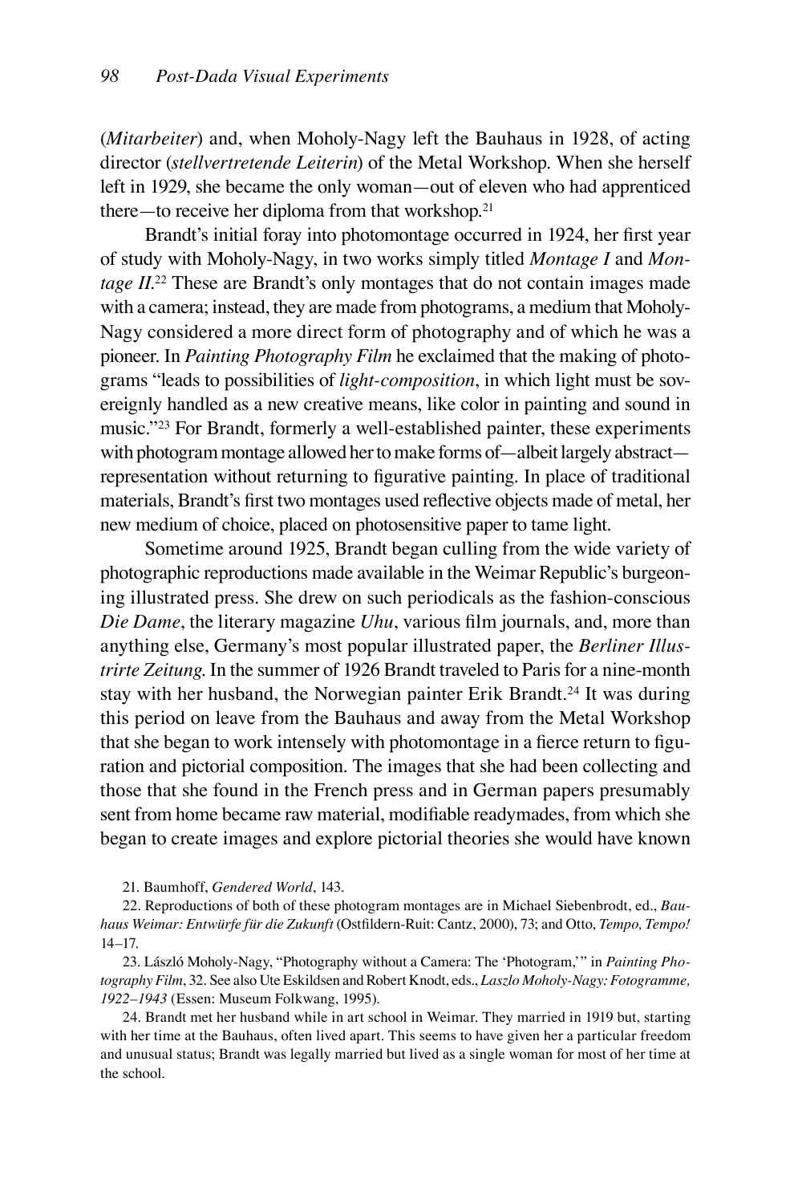(*Mitarbeiter*) and, when Moholy-Nagy left the Bauhaus in 1928, of acting director (*stellvertretende Leiterin*) of the Metal Workshop. When she herself left in 1929, she became the only woman—out of eleven who had apprenticed there—to receive her diploma from that workshop.[21]

Brandt's initial foray into photomontage occurred in 1924, her first year of study with Moholy-Nagy, in two works simply titled *Montage I* and *Montage II*.[22] These are Brandt's only montages that do not contain images made with a camera; instead, they are made from photograms, a medium that Moholy-Nagy considered a more direct form of photography and of which he was a pioneer. In *Painting Photography Film* he exclaimed that the making of photograms "leads to possibilities of *light-composition*, in which light must be sovereignly handled as a new creative means, like color in painting and sound in music."[23] For Brandt, formerly a well-established painter, these experiments with photogram montage allowed her to make forms of—albeit largely abstract—representation without returning to figurative painting. In place of traditional materials, Brandt's first two montages used reflective objects made of metal, her new medium of choice, placed on photosensitive paper to tame light.

Sometime around 1925, Brandt began culling from the wide variety of photographic reproductions made available in the Weimar Republic's burgeoning illustrated press. She drew on such periodicals as the fashion-conscious *Die Dame*, the literary magazine *Uhu*, various film journals, and, more than anything else, Germany's most popular illustrated paper, the *Berliner Illustrirte Zeitung*. In the summer of 1926 Brandt traveled to Paris for a nine-month stay with her husband, the Norwegian painter Erik Brandt.[24] It was during this period on leave from the Bauhaus and away from the Metal Workshop that she began to work intensely with photomontage in a fierce return to figuration and pictorial composition. The images that she had been collecting and those that she found in the French press and in German papers presumably sent from home became raw material, modifiable readymades, from which she began to create images and explore pictorial theories she would have known

21. Baumhoff, *Gendered World*, 143.

22. Reproductions of both of these photogram montages are in Michael Siebenbrodt, ed., *Bauhaus Weimar: Entwürfe für die Zukunft* (Ostfildern-Ruit: Cantz, 2000), 73; and Otto, *Tempo, Tempo!* 14–17.

23. László Moholy-Nagy, "Photography without a Camera: The 'Photogram,'" in *Painting Photography Film*, 32. See also Ute Eskildsen and Robert Knodt, eds., *Laszlo Moholy-Nagy: Fotogramme, 1922–1943* (Essen: Museum Folkwang, 1995).

24. Brandt met her husband while in art school in Weimar. They married in 1919 but, starting with her time at the Bauhaus, often lived apart. This seems to have given her a particular freedom and unusual status; Brandt was legally married but lived as a single woman for most of her time at the school.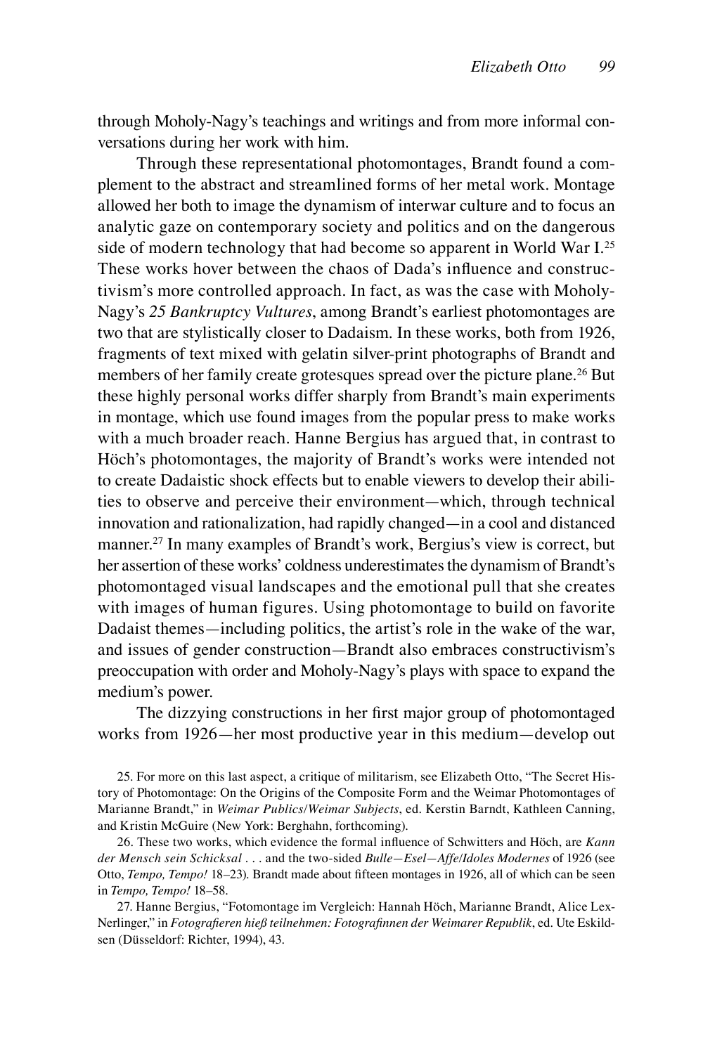through Moholy-Nagy's teachings and writings and from more informal conversations during her work with him.

Through these representational photomontages, Brandt found a complement to the abstract and streamlined forms of her metal work. Montage allowed her both to image the dynamism of interwar culture and to focus an analytic gaze on contemporary society and politics and on the dangerous side of modern technology that had become so apparent in World War I.[25] These works hover between the chaos of Dada's influence and constructivism's more controlled approach. In fact, as was the case with Moholy-Nagy's *25 Bankruptcy Vultures*, among Brandt's earliest photomontages are two that are stylistically closer to Dadaism. In these works, both from 1926, fragments of text mixed with gelatin silver-print photographs of Brandt and members of her family create grotesques spread over the picture plane.[26] But these highly personal works differ sharply from Brandt's main experiments in montage, which use found images from the popular press to make works with a much broader reach. Hanne Bergius has argued that, in contrast to Höch's photomontages, the majority of Brandt's works were intended not to create Dadaistic shock effects but to enable viewers to develop their abilities to observe and perceive their environment—which, through technical innovation and rationalization, had rapidly changed—in a cool and distanced manner.[27] In many examples of Brandt's work, Bergius's view is correct, but her assertion of these works' coldness underestimates the dynamism of Brandt's photomontaged visual landscapes and the emotional pull that she creates with images of human figures. Using photomontage to build on favorite Dadaist themes—including politics, the artist's role in the wake of the war, and issues of gender construction—Brandt also embraces constructivism's preoccupation with order and Moholy-Nagy's plays with space to expand the medium's power.

The dizzying constructions in her first major group of photomontaged works from 1926—her most productive year in this medium—develop out

25. For more on this last aspect, a critique of militarism, see Elizabeth Otto, "The Secret History of Photomontage: On the Origins of the Composite Form and the Weimar Photomontages of Marianne Brandt," in *Weimar Publics/Weimar Subjects*, ed. Kerstin Barndt, Kathleen Canning, and Kristin McGuire (New York: Berghahn, forthcoming).

26. These two works, which evidence the formal influence of Schwitters and Höch, are *Kann der Mensch sein Schicksal* . . . and the two-sided *Bulle—Esel—Affe/Idoles Modernes* of 1926 (see Otto, *Tempo, Tempo!* 18–23). Brandt made about fifteen montages in 1926, all of which can be seen in *Tempo, Tempo!* 18–58.

27. Hanne Bergius, "Fotomontage im Vergleich: Hannah Höch, Marianne Brandt, Alice Lex-Nerlinger," in *Fotografieren hieß teilnehmen: Fotografinnen der Weimarer Republik*, ed. Ute Eskildsen (Düsseldorf: Richter, 1994), 43.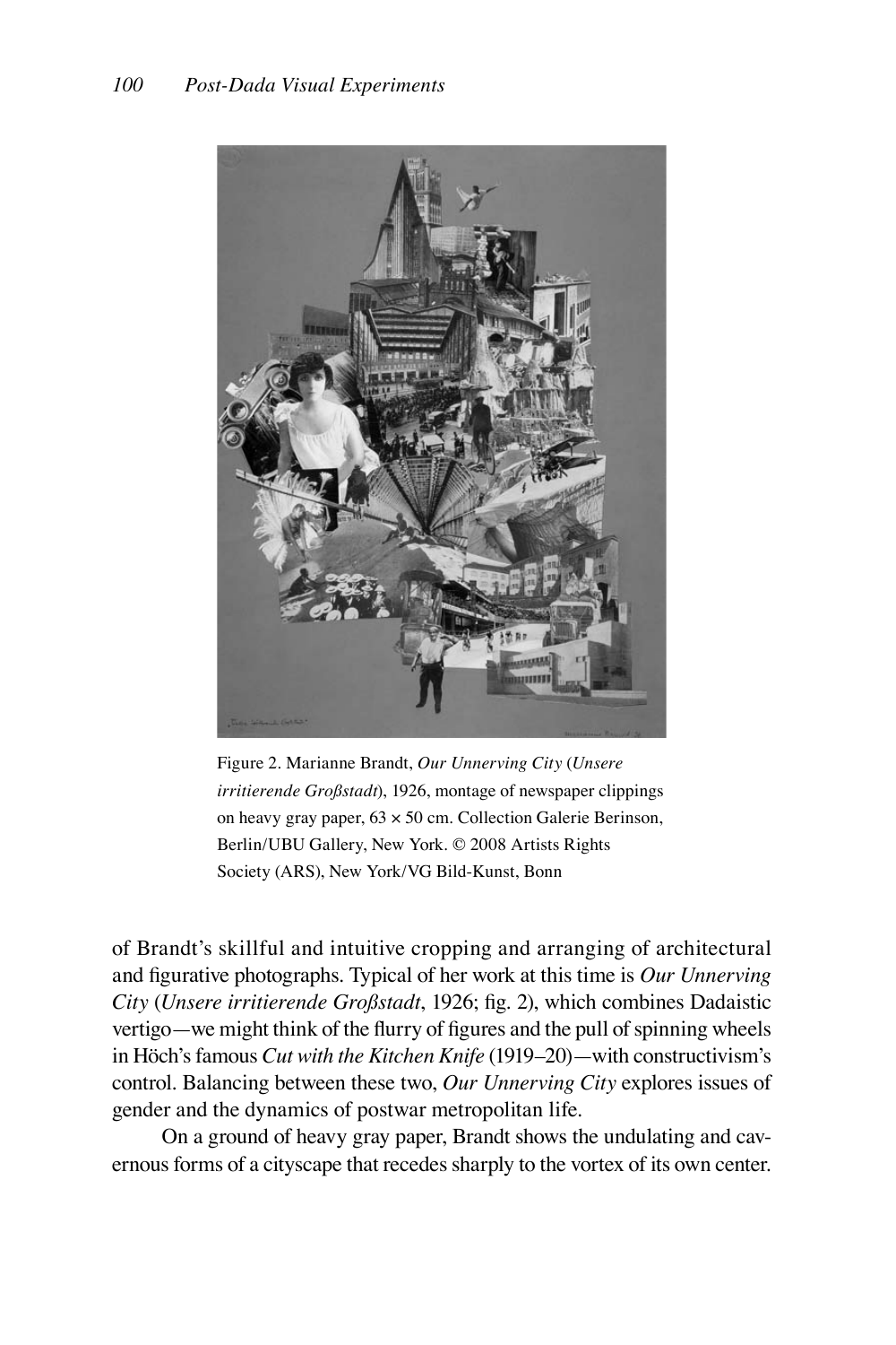Figure 2. Marianne Brandt, *Our Unnerving City* (*Unsere irritierende Großstadt*), 1926, montage of newspaper clippings on heavy gray paper, 63 × 50 cm. Collection Galerie Berinson, Berlin/UBU Gallery, New York. © 2008 Artists Rights Society (ARS), New York/VG Bild-Kunst, Bonn

of Brandt's skillful and intuitive cropping and arranging of architectural and figurative photographs. Typical of her work at this time is *Our Unnerving City* (*Unsere irritierende Großstadt*, 1926; fig. 2), which combines Dadaistic vertigo—we might think of the flurry of figures and the pull of spinning wheels in Höch's famous *Cut with the Kitchen Knife* (1919–20)—with constructivism's control. Balancing between these two, *Our Unnerving City* explores issues of gender and the dynamics of postwar metropolitan life.

On a ground of heavy gray paper, Brandt shows the undulating and cavernous forms of a cityscape that recedes sharply to the vortex of its own center.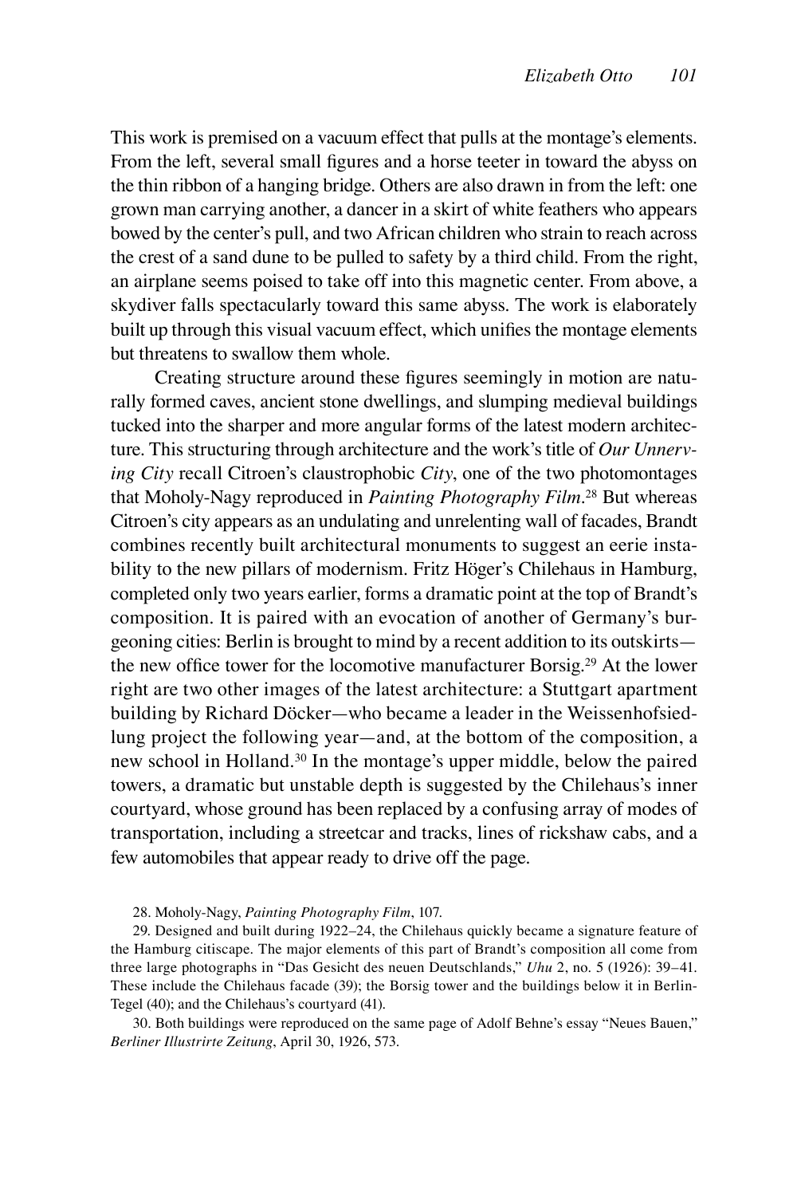This work is premised on a vacuum effect that pulls at the montage's elements. From the left, several small figures and a horse teeter in toward the abyss on the thin ribbon of a hanging bridge. Others are also drawn in from the left: one grown man carrying another, a dancer in a skirt of white feathers who appears bowed by the center's pull, and two African children who strain to reach across the crest of a sand dune to be pulled to safety by a third child. From the right, an airplane seems poised to take off into this magnetic center. From above, a skydiver falls spectacularly toward this same abyss. The work is elaborately built up through this visual vacuum effect, which unifies the montage elements but threatens to swallow them whole.

Creating structure around these figures seemingly in motion are naturally formed caves, ancient stone dwellings, and slumping medieval buildings tucked into the sharper and more angular forms of the latest modern architecture. This structuring through architecture and the work's title of *Our Unnerving City* recall Citroen's claustrophobic *City*, one of the two photomontages that Moholy-Nagy reproduced in *Painting Photography Film*.[28] But whereas Citroen's city appears as an undulating and unrelenting wall of facades, Brandt combines recently built architectural monuments to suggest an eerie instability to the new pillars of modernism. Fritz Höger's Chilehaus in Hamburg, completed only two years earlier, forms a dramatic point at the top of Brandt's composition. It is paired with an evocation of another of Germany's burgeoning cities: Berlin is brought to mind by a recent addition to its outskirts—the new office tower for the locomotive manufacturer Borsig.[29] At the lower right are two other images of the latest architecture: a Stuttgart apartment building by Richard Döcker—who became a leader in the Weissenhofsiedlung project the following year—and, at the bottom of the composition, a new school in Holland.[30] In the montage's upper middle, below the paired towers, a dramatic but unstable depth is suggested by the Chilehaus's inner courtyard, whose ground has been replaced by a confusing array of modes of transportation, including a streetcar and tracks, lines of rickshaw cabs, and a few automobiles that appear ready to drive off the page.

28. Moholy-Nagy, *Painting Photography Film*, 107.

29. Designed and built during 1922–24, the Chilehaus quickly became a signature feature of the Hamburg citiscape. The major elements of this part of Brandt's composition all come from three large photographs in "Das Gesicht des neuen Deutschlands," *Uhu* 2, no. 5 (1926): 39–41. These include the Chilehaus facade (39); the Borsig tower and the buildings below it in Berlin-Tegel (40); and the Chilehaus's courtyard (41).

30. Both buildings were reproduced on the same page of Adolf Behne's essay "Neues Bauen," *Berliner Illustrirte Zeitung*, April 30, 1926, 573.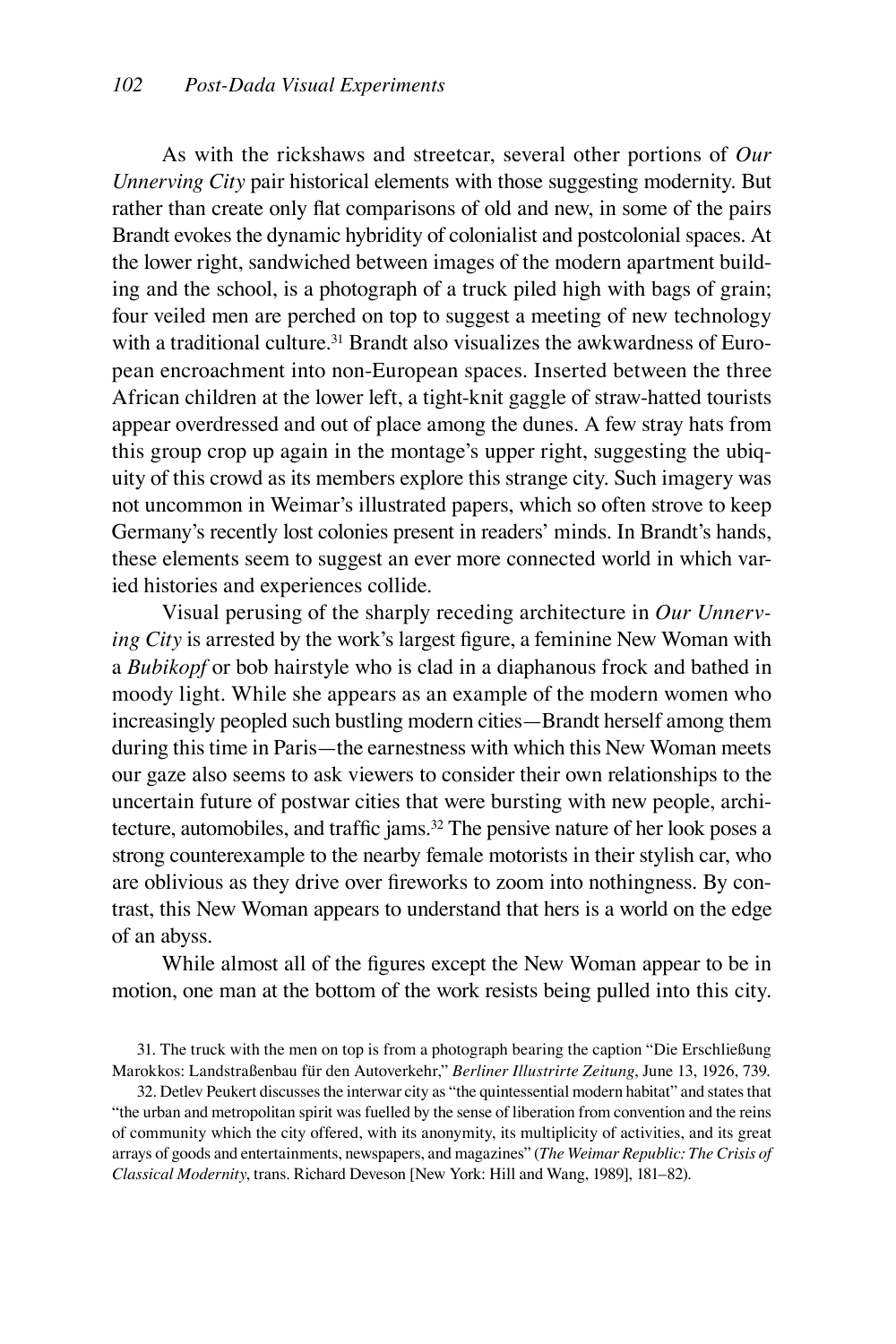As with the rickshaws and streetcar, several other portions of *Our Unnerving City* pair historical elements with those suggesting modernity. But rather than create only flat comparisons of old and new, in some of the pairs Brandt evokes the dynamic hybridity of colonialist and postcolonial spaces. At the lower right, sandwiched between images of the modern apartment building and the school, is a photograph of a truck piled high with bags of grain; four veiled men are perched on top to suggest a meeting of new technology with a traditional culture.[31] Brandt also visualizes the awkwardness of European encroachment into non-European spaces. Inserted between the three African children at the lower left, a tight-knit gaggle of straw-hatted tourists appear overdressed and out of place among the dunes. A few stray hats from this group crop up again in the montage's upper right, suggesting the ubiquity of this crowd as its members explore this strange city. Such imagery was not uncommon in Weimar's illustrated papers, which so often strove to keep Germany's recently lost colonies present in readers' minds. In Brandt's hands, these elements seem to suggest an ever more connected world in which varied histories and experiences collide.

Visual perusing of the sharply receding architecture in *Our Unnerving City* is arrested by the work's largest figure, a feminine New Woman with a *Bubikopf* or bob hairstyle who is clad in a diaphanous frock and bathed in moody light. While she appears as an example of the modern women who increasingly peopled such bustling modern cities—Brandt herself among them during this time in Paris—the earnestness with which this New Woman meets our gaze also seems to ask viewers to consider their own relationships to the uncertain future of postwar cities that were bursting with new people, architecture, automobiles, and traffic jams.[32] The pensive nature of her look poses a strong counterexample to the nearby female motorists in their stylish car, who are oblivious as they drive over fireworks to zoom into nothingness. By contrast, this New Woman appears to understand that hers is a world on the edge of an abyss.

While almost all of the figures except the New Woman appear to be in motion, one man at the bottom of the work resists being pulled into this city.

31. The truck with the men on top is from a photograph bearing the caption "Die Erschließung Marokkos: Landstraßenbau für den Autoverkehr," *Berliner Illustrirte Zeitung*, June 13, 1926, 739.

32. Detlev Peukert discusses the interwar city as "the quintessential modern habitat" and states that "the urban and metropolitan spirit was fuelled by the sense of liberation from convention and the reins of community which the city offered, with its anonymity, its multiplicity of activities, and its great arrays of goods and entertainments, newspapers, and magazines" (*The Weimar Republic: The Crisis of Classical Modernity*, trans. Richard Deveson [New York: Hill and Wang, 1989], 181–82).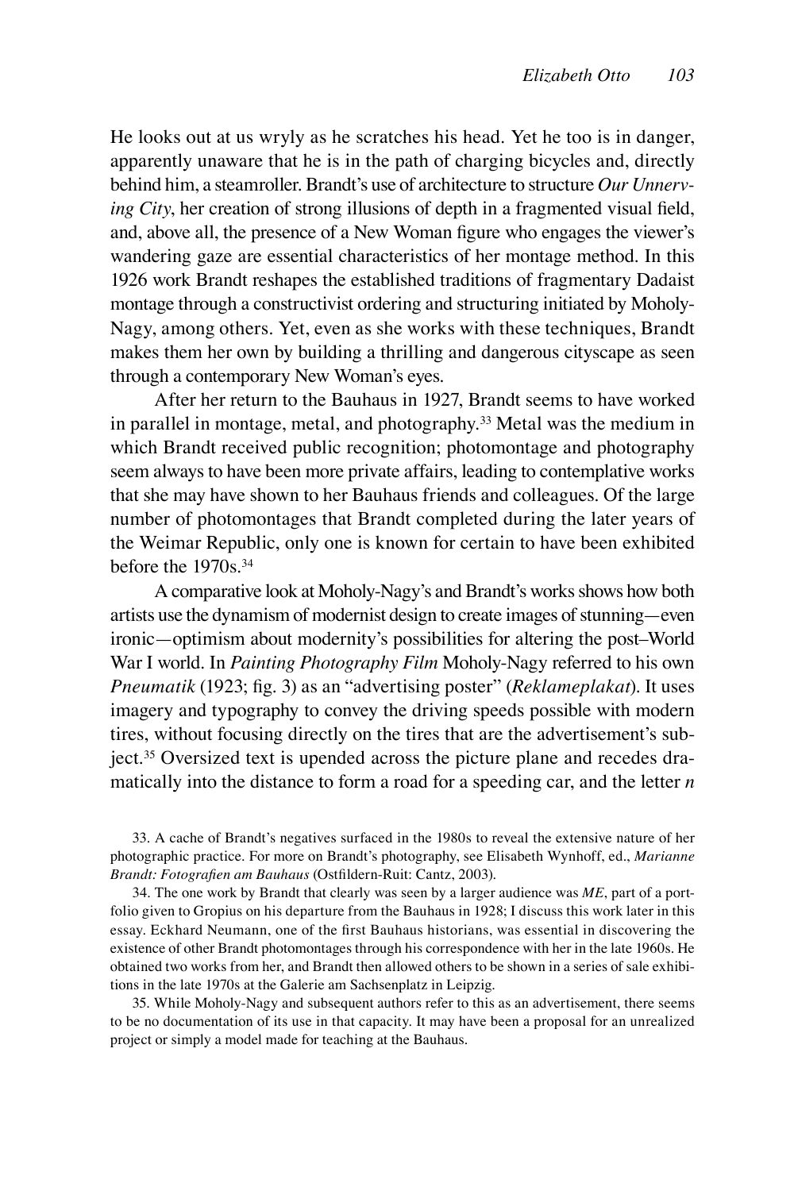He looks out at us wryly as he scratches his head. Yet he too is in danger, apparently unaware that he is in the path of charging bicycles and, directly behind him, a steamroller. Brandt's use of architecture to structure *Our Unnerving City*, her creation of strong illusions of depth in a fragmented visual field, and, above all, the presence of a New Woman figure who engages the viewer's wandering gaze are essential characteristics of her montage method. In this 1926 work Brandt reshapes the established traditions of fragmentary Dadaist montage through a constructivist ordering and structuring initiated by Moholy-Nagy, among others. Yet, even as she works with these techniques, Brandt makes them her own by building a thrilling and dangerous cityscape as seen through a contemporary New Woman's eyes.

After her return to the Bauhaus in 1927, Brandt seems to have worked in parallel in montage, metal, and photography.[33] Metal was the medium in which Brandt received public recognition; photomontage and photography seem always to have been more private affairs, leading to contemplative works that she may have shown to her Bauhaus friends and colleagues. Of the large number of photomontages that Brandt completed during the later years of the Weimar Republic, only one is known for certain to have been exhibited before the 1970s.[34]

A comparative look at Moholy-Nagy's and Brandt's works shows how both artists use the dynamism of modernist design to create images of stunning—even ironic—optimism about modernity's possibilities for altering the post–World War I world. In *Painting Photography Film* Moholy-Nagy referred to his own *Pneumatik* (1923; fig. 3) as an "advertising poster" (*Reklameplakat*). It uses imagery and typography to convey the driving speeds possible with modern tires, without focusing directly on the tires that are the advertisement's subject.[35] Oversized text is upended across the picture plane and recedes dramatically into the distance to form a road for a speeding car, and the letter *n*

33. A cache of Brandt's negatives surfaced in the 1980s to reveal the extensive nature of her photographic practice. For more on Brandt's photography, see Elisabeth Wynhoff, ed., *Marianne Brandt: Fotografien am Bauhaus* (Ostfildern-Ruit: Cantz, 2003).

34. The one work by Brandt that clearly was seen by a larger audience was *ME*, part of a portfolio given to Gropius on his departure from the Bauhaus in 1928; I discuss this work later in this essay. Eckhard Neumann, one of the first Bauhaus historians, was essential in discovering the existence of other Brandt photomontages through his correspondence with her in the late 1960s. He obtained two works from her, and Brandt then allowed others to be shown in a series of sale exhibitions in the late 1970s at the Galerie am Sachsenplatz in Leipzig.

35. While Moholy-Nagy and subsequent authors refer to this as an advertisement, there seems to be no documentation of its use in that capacity. It may have been a proposal for an unrealized project or simply a model made for teaching at the Bauhaus.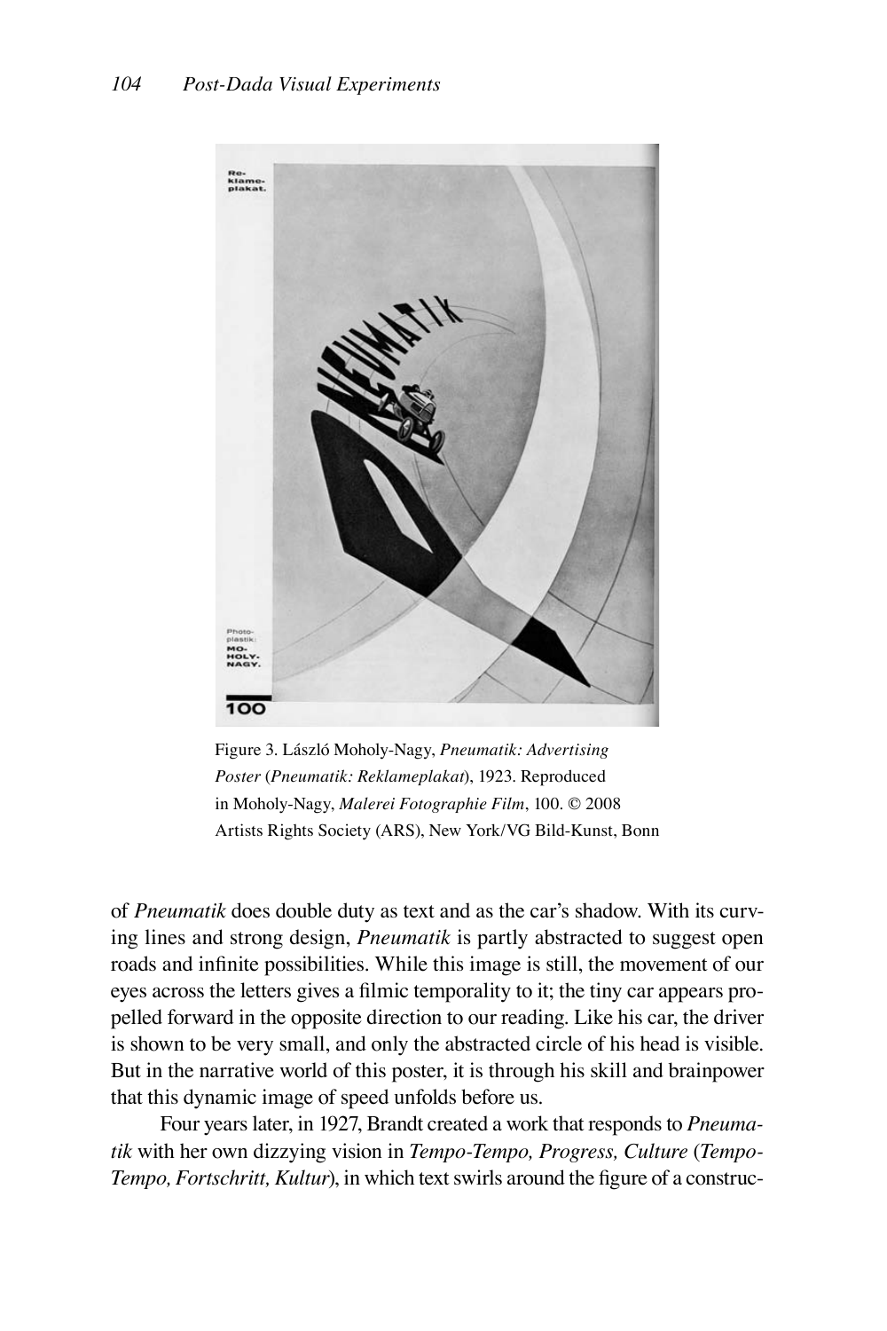Figure 3. László Moholy-Nagy, *Pneumatik: Advertising Poster* (*Pneumatik: Reklameplakat*), 1923. Reproduced in Moholy-Nagy, *Malerei Fotographie Film*, 100. © 2008 Artists Rights Society (ARS), New York/VG Bild-Kunst, Bonn

of *Pneumatik* does double duty as text and as the car's shadow. With its curving lines and strong design, *Pneumatik* is partly abstracted to suggest open roads and infinite possibilities. While this image is still, the movement of our eyes across the letters gives a filmic temporality to it; the tiny car appears propelled forward in the opposite direction to our reading. Like his car, the driver is shown to be very small, and only the abstracted circle of his head is visible. But in the narrative world of this poster, it is through his skill and brainpower that this dynamic image of speed unfolds before us.

Four years later, in 1927, Brandt created a work that responds to *Pneumatik* with her own dizzying vision in *Tempo-Tempo, Progress, Culture* (*Tempo-Tempo, Fortschritt, Kultur*), in which text swirls around the figure of a construc-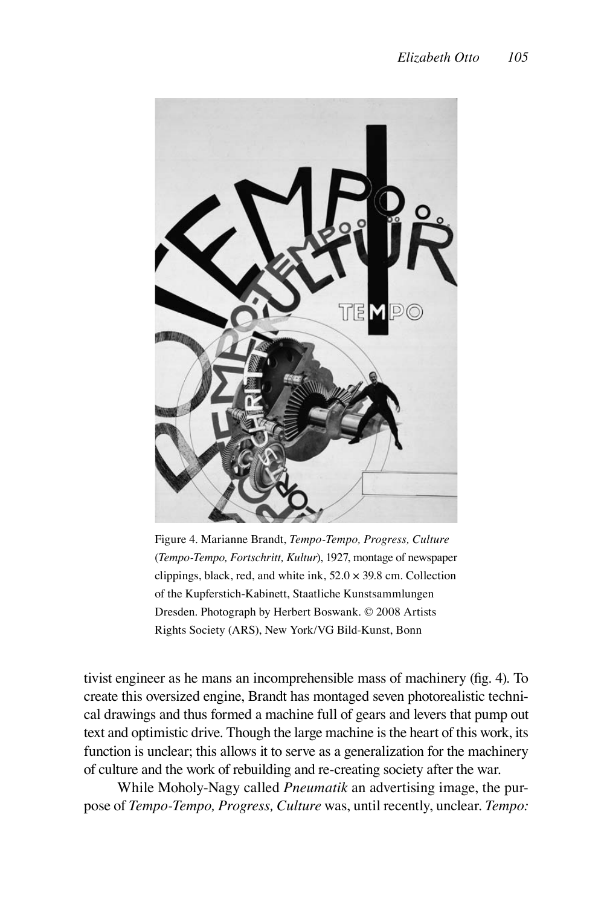Figure 4. Marianne Brandt, *Tempo-Tempo, Progress, Culture* (*Tempo-Tempo, Fortschritt, Kultur*), 1927, montage of newspaper clippings, black, red, and white ink, 52.0 × 39.8 cm. Collection of the Kupferstich-Kabinett, Staatliche Kunstsammlungen Dresden. Photograph by Herbert Boswank. © 2008 Artists Rights Society (ARS), New York/VG Bild-Kunst, Bonn

tivist engineer as he mans an incomprehensible mass of machinery (fig. 4). To create this oversized engine, Brandt has montaged seven photorealistic technical drawings and thus formed a machine full of gears and levers that pump out text and optimistic drive. Though the large machine is the heart of this work, its function is unclear; this allows it to serve as a generalization for the machinery of culture and the work of rebuilding and re-creating society after the war.

While Moholy-Nagy called *Pneumatik* an advertising image, the purpose of *Tempo-Tempo, Progress, Culture* was, until recently, unclear. *Tempo:*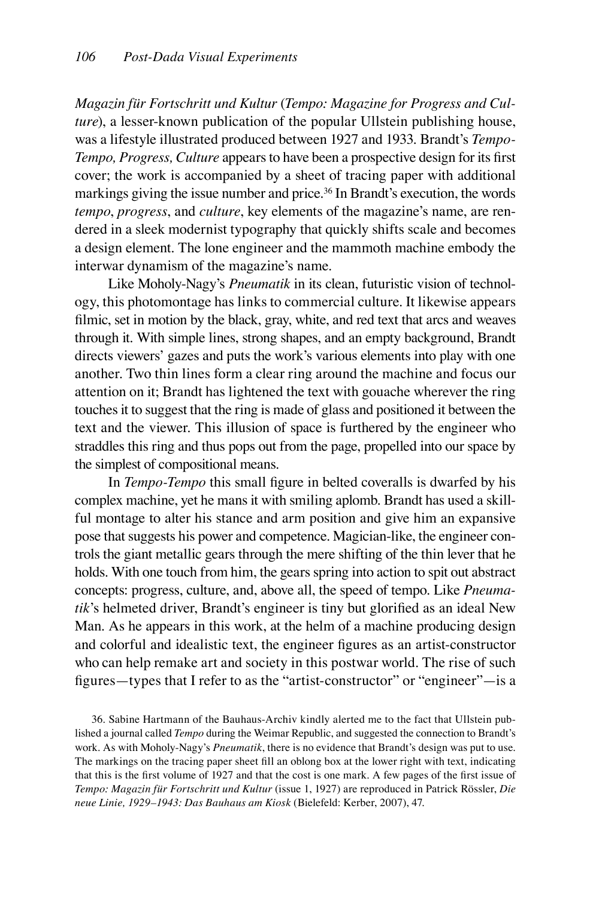*Magazin für Fortschritt und Kultur* (*Tempo: Magazine for Progress and Culture*), a lesser-known publication of the popular Ullstein publishing house, was a lifestyle illustrated produced between 1927 and 1933. Brandt's *Tempo-Tempo, Progress, Culture* appears to have been a prospective design for its first cover; the work is accompanied by a sheet of tracing paper with additional markings giving the issue number and price.[36] In Brandt's execution, the words *tempo*, *progress*, and *culture*, key elements of the magazine's name, are rendered in a sleek modernist typography that quickly shifts scale and becomes a design element. The lone engineer and the mammoth machine embody the interwar dynamism of the magazine's name.

Like Moholy-Nagy's *Pneumatik* in its clean, futuristic vision of technology, this photomontage has links to commercial culture. It likewise appears filmic, set in motion by the black, gray, white, and red text that arcs and weaves through it. With simple lines, strong shapes, and an empty background, Brandt directs viewers' gazes and puts the work's various elements into play with one another. Two thin lines form a clear ring around the machine and focus our attention on it; Brandt has lightened the text with gouache wherever the ring touches it to suggest that the ring is made of glass and positioned it between the text and the viewer. This illusion of space is furthered by the engineer who straddles this ring and thus pops out from the page, propelled into our space by the simplest of compositional means.

In *Tempo-Tempo* this small figure in belted coveralls is dwarfed by his complex machine, yet he mans it with smiling aplomb. Brandt has used a skillful montage to alter his stance and arm position and give him an expansive pose that suggests his power and competence. Magician-like, the engineer controls the giant metallic gears through the mere shifting of the thin lever that he holds. With one touch from him, the gears spring into action to spit out abstract concepts: progress, culture, and, above all, the speed of tempo. Like *Pneumatik*'s helmeted driver, Brandt's engineer is tiny but glorified as an ideal New Man. As he appears in this work, at the helm of a machine producing design and colorful and idealistic text, the engineer figures as an artist-constructor who can help remake art and society in this postwar world. The rise of such figures—types that I refer to as the "artist-constructor" or "engineer"—is a

36. Sabine Hartmann of the Bauhaus-Archiv kindly alerted me to the fact that Ullstein published a journal called *Tempo* during the Weimar Republic, and suggested the connection to Brandt's work. As with Moholy-Nagy's *Pneumatik*, there is no evidence that Brandt's design was put to use. The markings on the tracing paper sheet fill an oblong box at the lower right with text, indicating that this is the first volume of 1927 and that the cost is one mark. A few pages of the first issue of *Tempo: Magazin für Fortschritt und Kultur* (issue 1, 1927) are reproduced in Patrick Rössler, *Die neue Linie, 1929–1943: Das Bauhaus am Kiosk* (Bielefeld: Kerber, 2007), 47.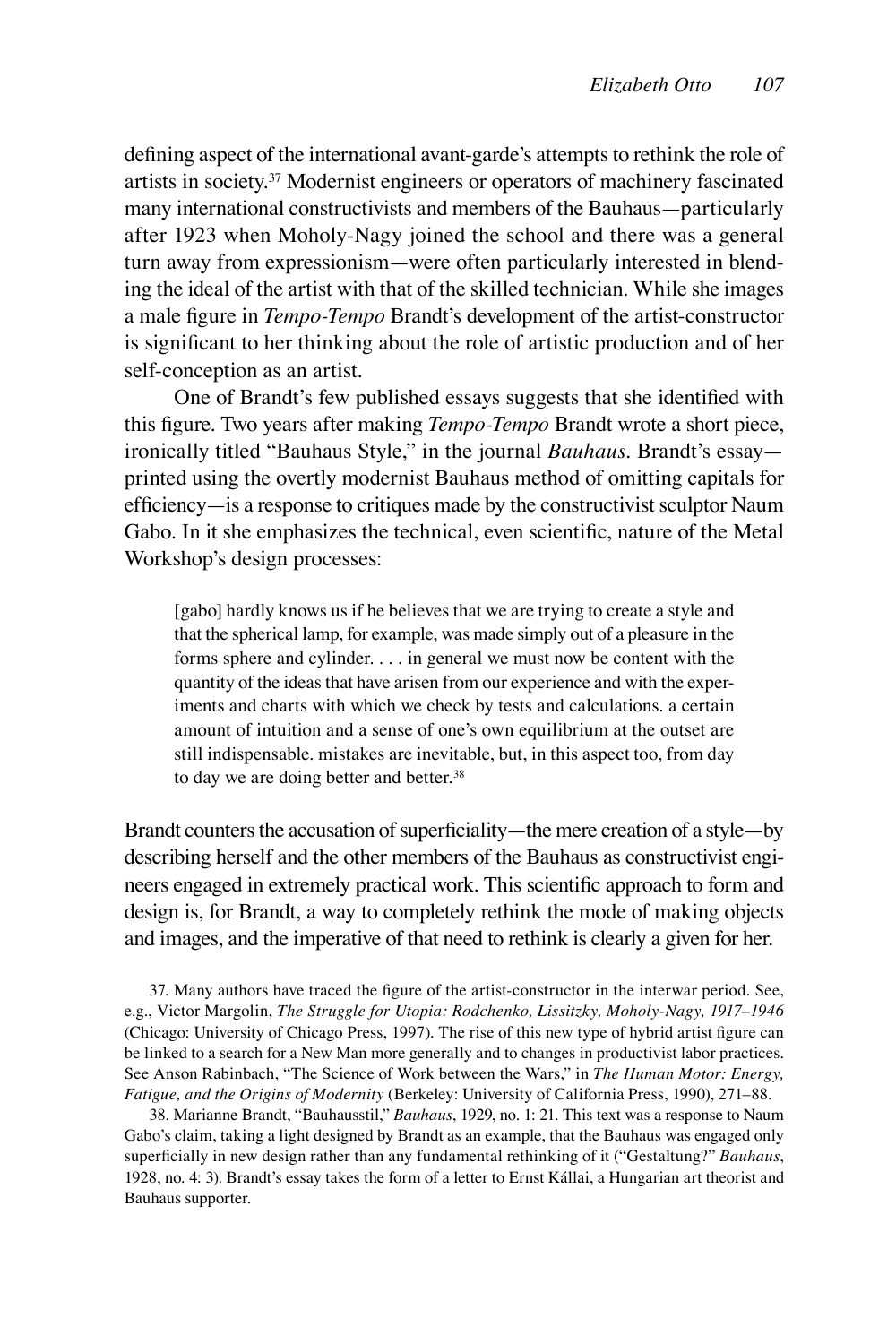defining aspect of the international avant-garde's attempts to rethink the role of artists in society.[37] Modernist engineers or operators of machinery fascinated many international constructivists and members of the Bauhaus—particularly after 1923 when Moholy-Nagy joined the school and there was a general turn away from expressionism—were often particularly interested in blending the ideal of the artist with that of the skilled technician. While she images a male figure in *Tempo-Tempo* Brandt's development of the artist-constructor is significant to her thinking about the role of artistic production and of her self-conception as an artist.

One of Brandt's few published essays suggests that she identified with this figure. Two years after making *Tempo-Tempo* Brandt wrote a short piece, ironically titled "Bauhaus Style," in the journal *Bauhaus*. Brandt's essay—printed using the overtly modernist Bauhaus method of omitting capitals for efficiency—is a response to critiques made by the constructivist sculptor Naum Gabo. In it she emphasizes the technical, even scientific, nature of the Metal Workshop's design processes:

> [gabo] hardly knows us if he believes that we are trying to create a style and that the spherical lamp, for example, was made simply out of a pleasure in the forms sphere and cylinder. . . . in general we must now be content with the quantity of the ideas that have arisen from our experience and with the experiments and charts with which we check by tests and calculations. a certain amount of intuition and a sense of one's own equilibrium at the outset are still indispensable. mistakes are inevitable, but, in this aspect too, from day to day we are doing better and better.[38]

Brandt counters the accusation of superficiality—the mere creation of a style—by describing herself and the other members of the Bauhaus as constructivist engineers engaged in extremely practical work. This scientific approach to form and design is, for Brandt, a way to completely rethink the mode of making objects and images, and the imperative of that need to rethink is clearly a given for her.

37. Many authors have traced the figure of the artist-constructor in the interwar period. See, e.g., Victor Margolin, *The Struggle for Utopia: Rodchenko, Lissitzky, Moholy-Nagy, 1917–1946* (Chicago: University of Chicago Press, 1997). The rise of this new type of hybrid artist figure can be linked to a search for a New Man more generally and to changes in productivist labor practices. See Anson Rabinbach, "The Science of Work between the Wars," in *The Human Motor: Energy, Fatigue, and the Origins of Modernity* (Berkeley: University of California Press, 1990), 271–88.

38. Marianne Brandt, "Bauhausstil," *Bauhaus*, 1929, no. 1: 21. This text was a response to Naum Gabo's claim, taking a light designed by Brandt as an example, that the Bauhaus was engaged only superficially in new design rather than any fundamental rethinking of it ("Gestaltung?" *Bauhaus*, 1928, no. 4: 3). Brandt's essay takes the form of a letter to Ernst Kállai, a Hungarian art theorist and Bauhaus supporter.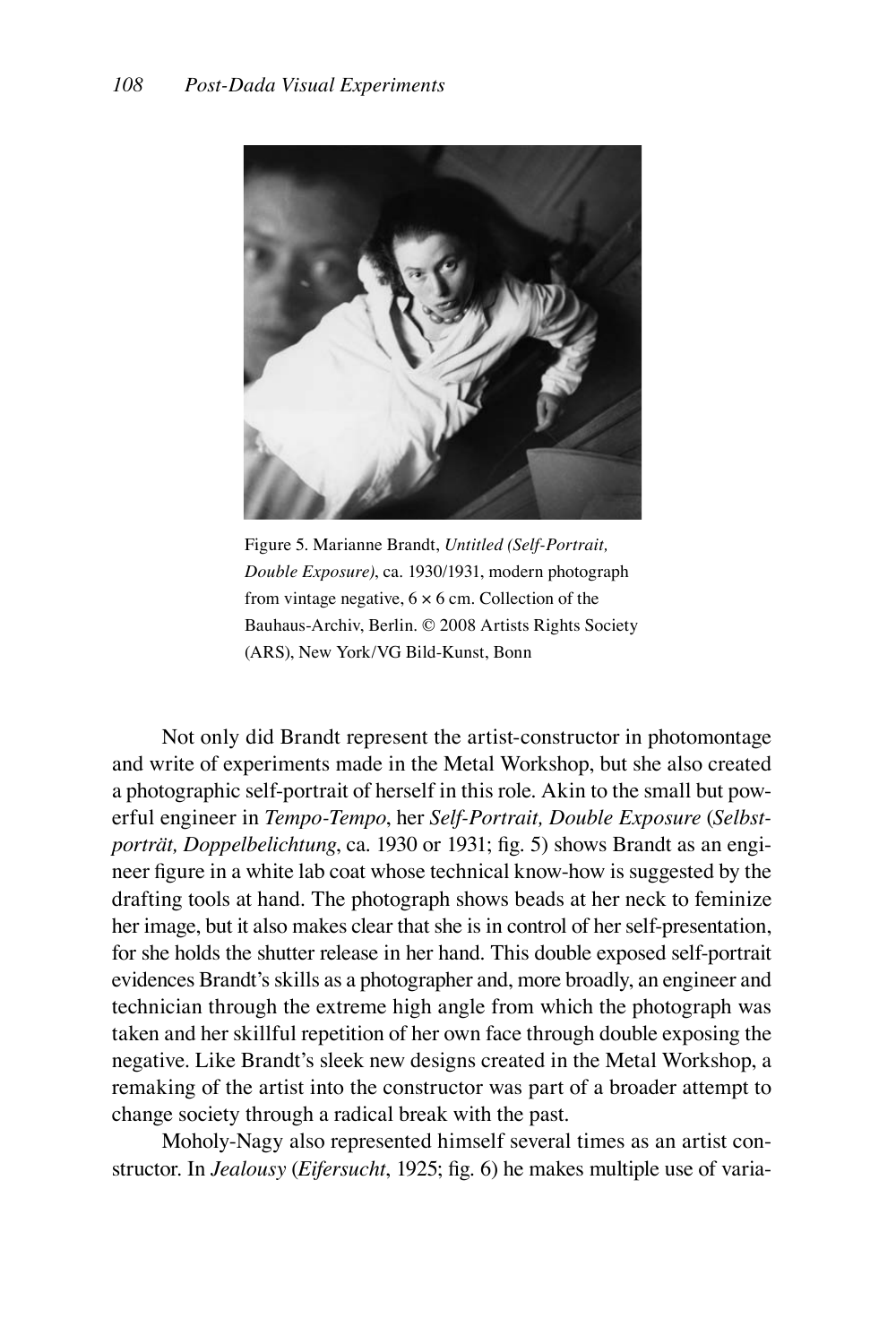Figure 5. Marianne Brandt, *Untitled (Self-Portrait, Double Exposure)*, ca. 1930/1931, modern photograph from vintage negative, 6 × 6 cm. Collection of the Bauhaus-Archiv, Berlin. © 2008 Artists Rights Society (ARS), New York/VG Bild-Kunst, Bonn

Not only did Brandt represent the artist-constructor in photomontage and write of experiments made in the Metal Workshop, but she also created a photographic self-portrait of herself in this role. Akin to the small but powerful engineer in *Tempo-Tempo*, her *Self-Portrait, Double Exposure* (*Selbstporträt, Doppelbelichtung*, ca. 1930 or 1931; fig. 5) shows Brandt as an engineer figure in a white lab coat whose technical know-how is suggested by the drafting tools at hand. The photograph shows beads at her neck to feminize her image, but it also makes clear that she is in control of her self-presentation, for she holds the shutter release in her hand. This double exposed self-portrait evidences Brandt's skills as a photographer and, more broadly, an engineer and technician through the extreme high angle from which the photograph was taken and her skillful repetition of her own face through double exposing the negative. Like Brandt's sleek new designs created in the Metal Workshop, a remaking of the artist into the constructor was part of a broader attempt to change society through a radical break with the past.

Moholy-Nagy also represented himself several times as an artist constructor. In *Jealousy* (*Eifersucht*, 1925; fig. 6) he makes multiple use of varia-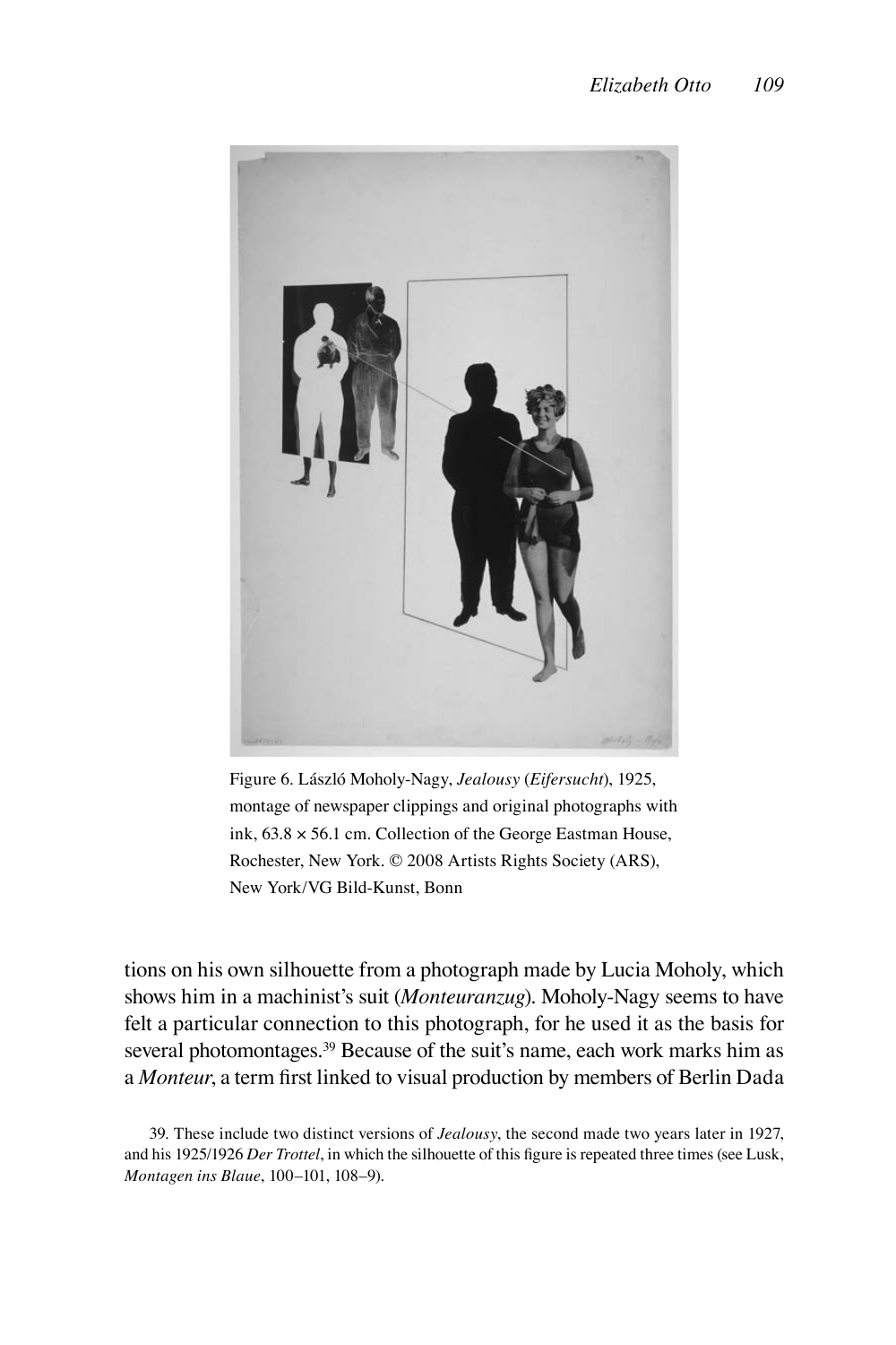Figure 6. László Moholy-Nagy, *Jealousy* (*Eifersucht*), 1925, montage of newspaper clippings and original photographs with ink, 63.8 × 56.1 cm. Collection of the George Eastman House, Rochester, New York. © 2008 Artists Rights Society (ARS), New York/VG Bild-Kunst, Bonn

tions on his own silhouette from a photograph made by Lucia Moholy, which shows him in a machinist's suit (*Monteuranzug*). Moholy-Nagy seems to have felt a particular connection to this photograph, for he used it as the basis for several photomontages.[39] Because of the suit's name, each work marks him as a *Monteur*, a term first linked to visual production by members of Berlin Dada

39. These include two distinct versions of *Jealousy*, the second made two years later in 1927, and his 1925/1926 *Der Trottel*, in which the silhouette of this figure is repeated three times (see Lusk, *Montagen ins Blaue*, 100–101, 108–9).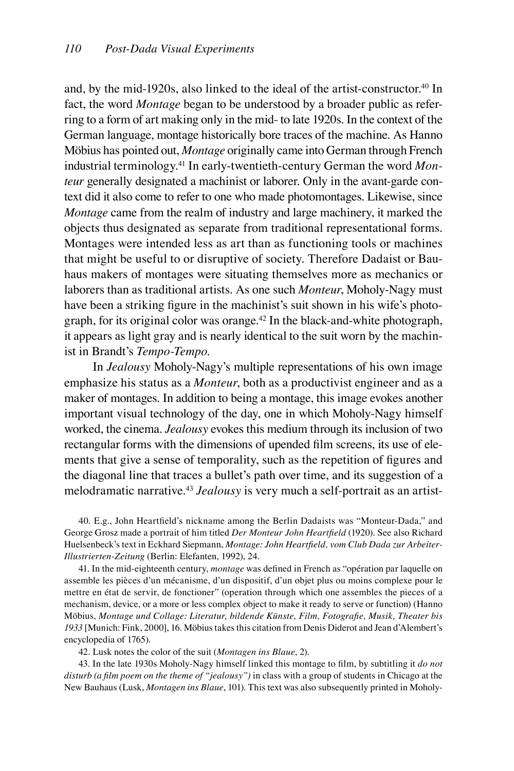and, by the mid-1920s, also linked to the ideal of the artist-constructor.[40] In fact, the word *Montage* began to be understood by a broader public as referring to a form of art making only in the mid- to late 1920s. In the context of the German language, montage historically bore traces of the machine. As Hanno Möbius has pointed out, *Montage* originally came into German through French industrial terminology.[41] In early-twentieth-century German the word *Monteur* generally designated a machinist or laborer. Only in the avant-garde context did it also come to refer to one who made photomontages. Likewise, since *Montage* came from the realm of industry and large machinery, it marked the objects thus designated as separate from traditional representational forms. Montages were intended less as art than as functioning tools or machines that might be useful to or disruptive of society. Therefore Dadaist or Bauhaus makers of montages were situating themselves more as mechanics or laborers than as traditional artists. As one such *Monteur*, Moholy-Nagy must have been a striking figure in the machinist's suit shown in his wife's photograph, for its original color was orange.[42] In the black-and-white photograph, it appears as light gray and is nearly identical to the suit worn by the machinist in Brandt's *Tempo-Tempo.*

In *Jealousy* Moholy-Nagy's multiple representations of his own image emphasize his status as a *Monteur*, both as a productivist engineer and as a maker of montages. In addition to being a montage, this image evokes another important visual technology of the day, one in which Moholy-Nagy himself worked, the cinema. *Jealousy* evokes this medium through its inclusion of two rectangular forms with the dimensions of upended film screens, its use of elements that give a sense of temporality, such as the repetition of figures and the diagonal line that traces a bullet's path over time, and its suggestion of a melodramatic narrative.[43] *Jealousy* is very much a self-portrait as an artist-

40. E.g., John Heartfield's nickname among the Berlin Dadaists was "Monteur-Dada," and George Grosz made a portrait of him titled *Der Monteur John Heartfield* (1920). See also Richard Huelsenbeck's text in Eckhard Siepmann, *Montage: John Heartfield, vom Club Dada zur Arbeiter-Illustrierten-Zeitung* (Berlin: Elefanten, 1992), 24.

41. In the mid-eighteenth century, *montage* was defined in French as "opération par laquelle on assemble les pièces d'un mécanisme, d'un dispositif, d'un objet plus ou moins complexe pour le mettre en état de servir, de fonctioner" (operation through which one assembles the pieces of a mechanism, device, or a more or less complex object to make it ready to serve or function) (Hanno Möbius, *Montage und Collage: Literatur, bildende Künste, Film, Fotografie, Musik, Theater bis 1933* [Munich: Fink, 2000], 16. Möbius takes this citation from Denis Diderot and Jean d'Alembert's encyclopedia of 1765).

42. Lusk notes the color of the suit (*Montagen ins Blaue*, 2).

43. In the late 1930s Moholy-Nagy himself linked this montage to film, by subtitling it *do not disturb (a film poem on the theme of "jealousy")* in class with a group of students in Chicago at the New Bauhaus (Lusk, *Montagen ins Blaue*, 101). This text was also subsequently printed in Moholy-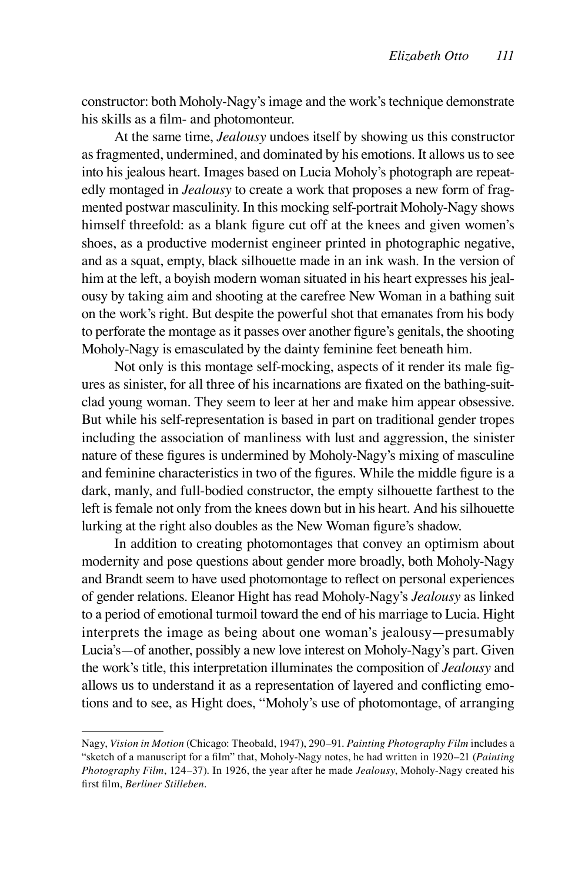constructor: both Moholy-Nagy's image and the work's technique demonstrate his skills as a film- and photomonteur.

At the same time, *Jealousy* undoes itself by showing us this constructor as fragmented, undermined, and dominated by his emotions. It allows us to see into his jealous heart. Images based on Lucia Moholy's photograph are repeatedly montaged in *Jealousy* to create a work that proposes a new form of fragmented postwar masculinity. In this mocking self-portrait Moholy-Nagy shows himself threefold: as a blank figure cut off at the knees and given women's shoes, as a productive modernist engineer printed in photographic negative, and as a squat, empty, black silhouette made in an ink wash. In the version of him at the left, a boyish modern woman situated in his heart expresses his jealousy by taking aim and shooting at the carefree New Woman in a bathing suit on the work's right. But despite the powerful shot that emanates from his body to perforate the montage as it passes over another figure's genitals, the shooting Moholy-Nagy is emasculated by the dainty feminine feet beneath him.

Not only is this montage self-mocking, aspects of it render its male figures as sinister, for all three of his incarnations are fixated on the bathing-suit-clad young woman. They seem to leer at her and make him appear obsessive. But while his self-representation is based in part on traditional gender tropes including the association of manliness with lust and aggression, the sinister nature of these figures is undermined by Moholy-Nagy's mixing of masculine and feminine characteristics in two of the figures. While the middle figure is a dark, manly, and full-bodied constructor, the empty silhouette farthest to the left is female not only from the knees down but in his heart. And his silhouette lurking at the right also doubles as the New Woman figure's shadow.

In addition to creating photomontages that convey an optimism about modernity and pose questions about gender more broadly, both Moholy-Nagy and Brandt seem to have used photomontage to reflect on personal experiences of gender relations. Eleanor Hight has read Moholy-Nagy's *Jealousy* as linked to a period of emotional turmoil toward the end of his marriage to Lucia. Hight interprets the image as being about one woman's jealousy—presumably Lucia's—of another, possibly a new love interest on Moholy-Nagy's part. Given the work's title, this interpretation illuminates the composition of *Jealousy* and allows us to understand it as a representation of layered and conflicting emotions and to see, as Hight does, "Moholy's use of photomontage, of arranging

---

Nagy, *Vision in Motion* (Chicago: Theobald, 1947), 290–91. *Painting Photography Film* includes a "sketch of a manuscript for a film" that, Moholy-Nagy notes, he had written in 1920–21 (*Painting Photography Film*, 124–37). In 1926, the year after he made *Jealousy*, Moholy-Nagy created his first film, *Berliner Stilleben*.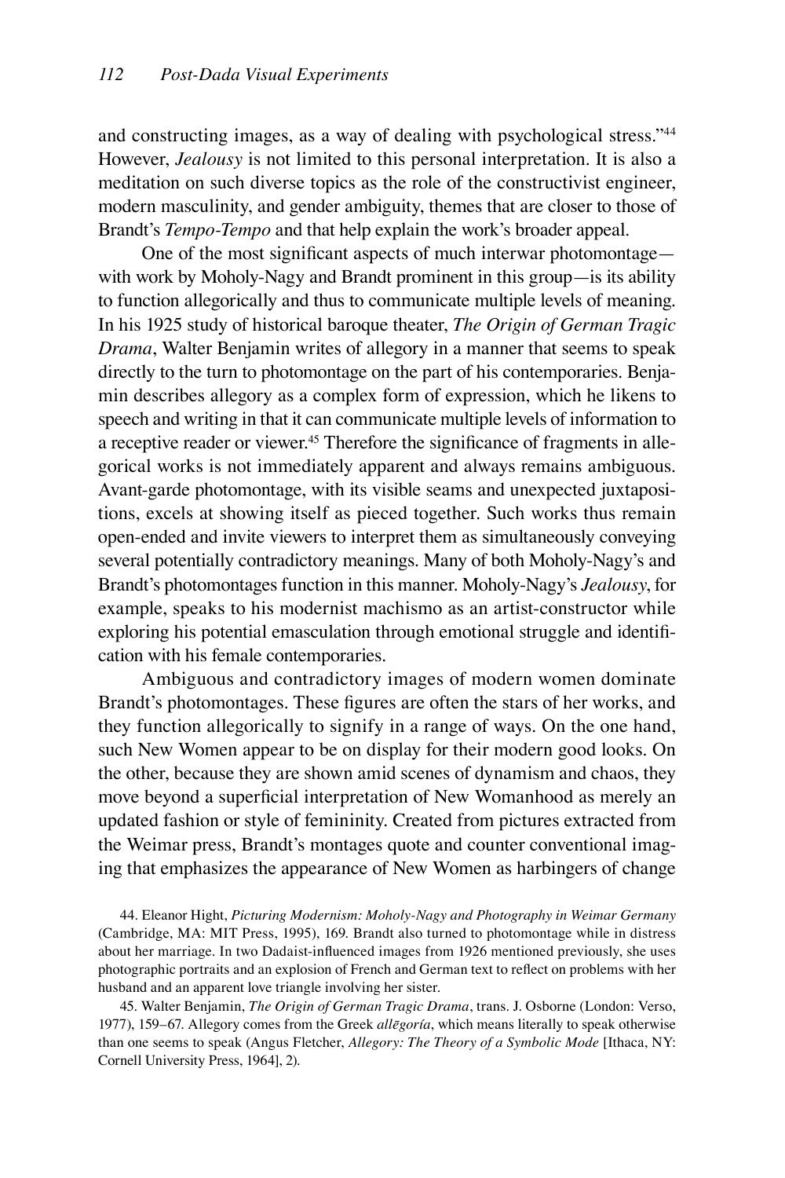and constructing images, as a way of dealing with psychological stress."[44] However, *Jealousy* is not limited to this personal interpretation. It is also a meditation on such diverse topics as the role of the constructivist engineer, modern masculinity, and gender ambiguity, themes that are closer to those of Brandt's *Tempo-Tempo* and that help explain the work's broader appeal.

One of the most significant aspects of much interwar photomontage—with work by Moholy-Nagy and Brandt prominent in this group—is its ability to function allegorically and thus to communicate multiple levels of meaning. In his 1925 study of historical baroque theater, *The Origin of German Tragic Drama*, Walter Benjamin writes of allegory in a manner that seems to speak directly to the turn to photomontage on the part of his contemporaries. Benjamin describes allegory as a complex form of expression, which he likens to speech and writing in that it can communicate multiple levels of information to a receptive reader or viewer.[45] Therefore the significance of fragments in allegorical works is not immediately apparent and always remains ambiguous. Avant-garde photomontage, with its visible seams and unexpected juxtapositions, excels at showing itself as pieced together. Such works thus remain open-ended and invite viewers to interpret them as simultaneously conveying several potentially contradictory meanings. Many of both Moholy-Nagy's and Brandt's photomontages function in this manner. Moholy-Nagy's *Jealousy*, for example, speaks to his modernist machismo as an artist-constructor while exploring his potential emasculation through emotional struggle and identification with his female contemporaries.

Ambiguous and contradictory images of modern women dominate Brandt's photomontages. These figures are often the stars of her works, and they function allegorically to signify in a range of ways. On the one hand, such New Women appear to be on display for their modern good looks. On the other, because they are shown amid scenes of dynamism and chaos, they move beyond a superficial interpretation of New Womanhood as merely an updated fashion or style of femininity. Created from pictures extracted from the Weimar press, Brandt's montages quote and counter conventional imaging that emphasizes the appearance of New Women as harbingers of change

44. Eleanor Hight, *Picturing Modernism: Moholy-Nagy and Photography in Weimar Germany* (Cambridge, MA: MIT Press, 1995), 169. Brandt also turned to photomontage while in distress about her marriage. In two Dadaist-influenced images from 1926 mentioned previously, she uses photographic portraits and an explosion of French and German text to reflect on problems with her husband and an apparent love triangle involving her sister.

45. Walter Benjamin, *The Origin of German Tragic Drama*, trans. J. Osborne (London: Verso, 1977), 159–67. Allegory comes from the Greek *allēgoría*, which means literally to speak otherwise than one seems to speak (Angus Fletcher, *Allegory: The Theory of a Symbolic Mode* [Ithaca, NY: Cornell University Press, 1964], 2).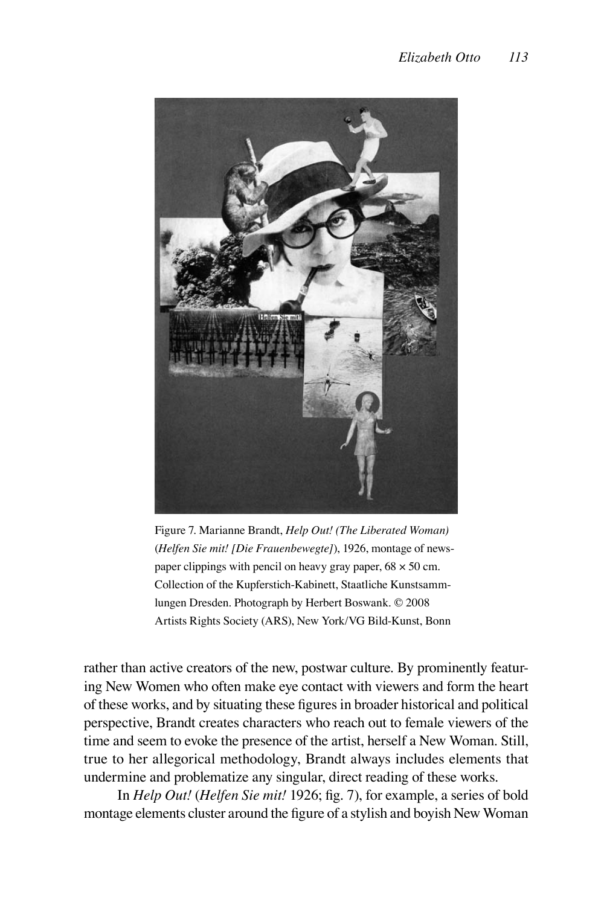Figure 7. Marianne Brandt, *Help Out! (The Liberated Woman)* (*Helfen Sie mit! [Die Frauenbewegte]*), 1926, montage of newspaper clippings with pencil on heavy gray paper, 68 × 50 cm. Collection of the Kupferstich-Kabinett, Staatliche Kunstsammlungen Dresden. Photograph by Herbert Boswank. © 2008 Artists Rights Society (ARS), New York/VG Bild-Kunst, Bonn

rather than active creators of the new, postwar culture. By prominently featuring New Women who often make eye contact with viewers and form the heart of these works, and by situating these figures in broader historical and political perspective, Brandt creates characters who reach out to female viewers of the time and seem to evoke the presence of the artist, herself a New Woman. Still, true to her allegorical methodology, Brandt always includes elements that undermine and problematize any singular, direct reading of these works.

In *Help Out!* (*Helfen Sie mit!* 1926; fig. 7), for example, a series of bold montage elements cluster around the figure of a stylish and boyish New Woman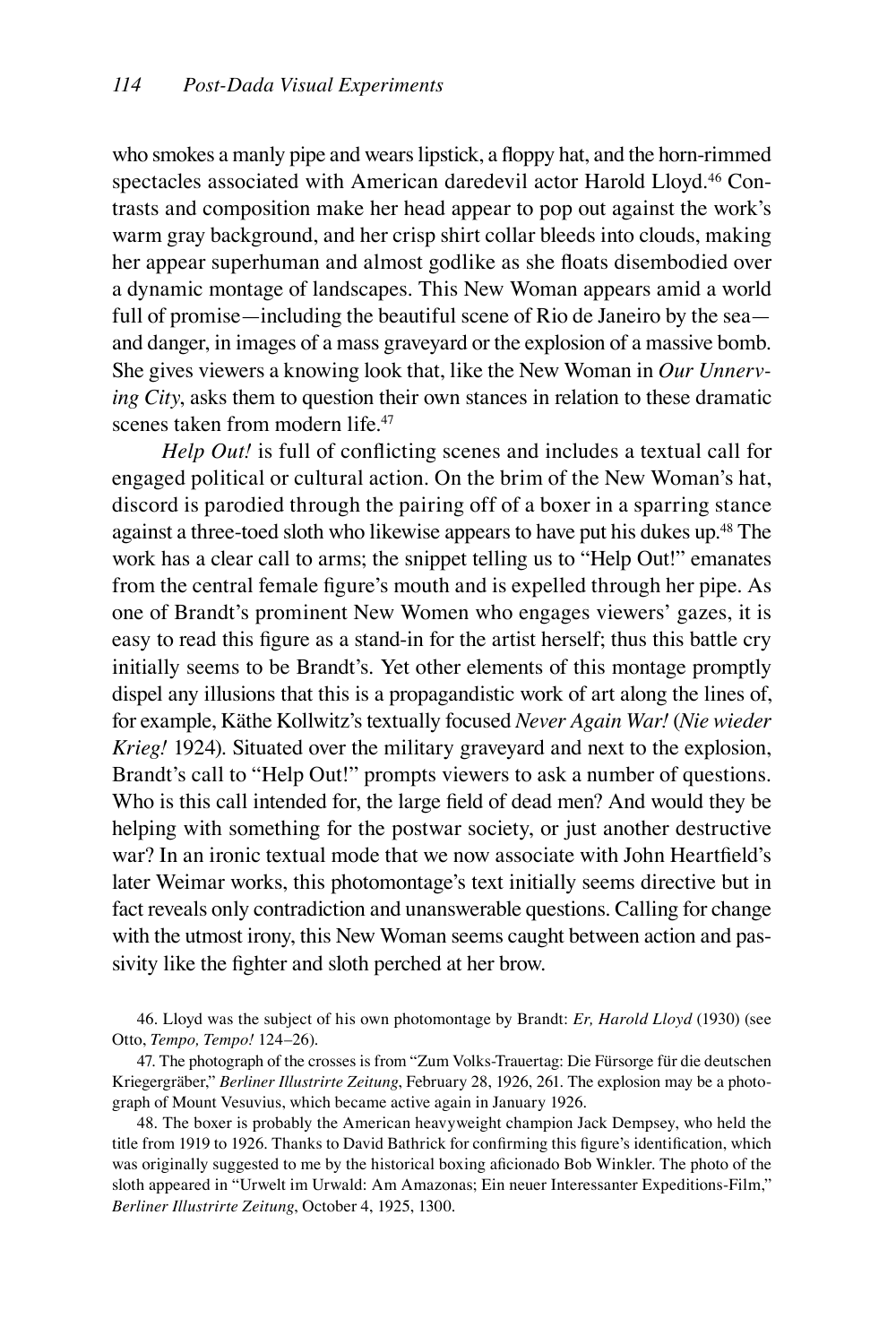who smokes a manly pipe and wears lipstick, a floppy hat, and the horn-rimmed spectacles associated with American daredevil actor Harold Lloyd.[46] Contrasts and composition make her head appear to pop out against the work's warm gray background, and her crisp shirt collar bleeds into clouds, making her appear superhuman and almost godlike as she floats disembodied over a dynamic montage of landscapes. This New Woman appears amid a world full of promise—including the beautiful scene of Rio de Janeiro by the sea—and danger, in images of a mass graveyard or the explosion of a massive bomb. She gives viewers a knowing look that, like the New Woman in *Our Unnerving City*, asks them to question their own stances in relation to these dramatic scenes taken from modern life.[47]

*Help Out!* is full of conflicting scenes and includes a textual call for engaged political or cultural action. On the brim of the New Woman's hat, discord is parodied through the pairing off of a boxer in a sparring stance against a three-toed sloth who likewise appears to have put his dukes up.[48] The work has a clear call to arms; the snippet telling us to "Help Out!" emanates from the central female figure's mouth and is expelled through her pipe. As one of Brandt's prominent New Women who engages viewers' gazes, it is easy to read this figure as a stand-in for the artist herself; thus this battle cry initially seems to be Brandt's. Yet other elements of this montage promptly dispel any illusions that this is a propagandistic work of art along the lines of, for example, Käthe Kollwitz's textually focused *Never Again War!* (*Nie wieder Krieg!* 1924). Situated over the military graveyard and next to the explosion, Brandt's call to "Help Out!" prompts viewers to ask a number of questions. Who is this call intended for, the large field of dead men? And would they be helping with something for the postwar society, or just another destructive war? In an ironic textual mode that we now associate with John Heartfield's later Weimar works, this photomontage's text initially seems directive but in fact reveals only contradiction and unanswerable questions. Calling for change with the utmost irony, this New Woman seems caught between action and passivity like the fighter and sloth perched at her brow.

46. Lloyd was the subject of his own photomontage by Brandt: *Er, Harold Lloyd* (1930) (see Otto, *Tempo, Tempo!* 124–26).

47. The photograph of the crosses is from "Zum Volks-Trauertag: Die Fürsorge für die deutschen Kriegergräber," *Berliner Illustrirte Zeitung*, February 28, 1926, 261. The explosion may be a photograph of Mount Vesuvius, which became active again in January 1926.

48. The boxer is probably the American heavyweight champion Jack Dempsey, who held the title from 1919 to 1926. Thanks to David Bathrick for confirming this figure's identification, which was originally suggested to me by the historical boxing aficionado Bob Winkler. The photo of the sloth appeared in "Urwelt im Urwald: Am Amazonas; Ein neuer Interessanter Expeditions-Film," *Berliner Illustrirte Zeitung*, October 4, 1925, 1300.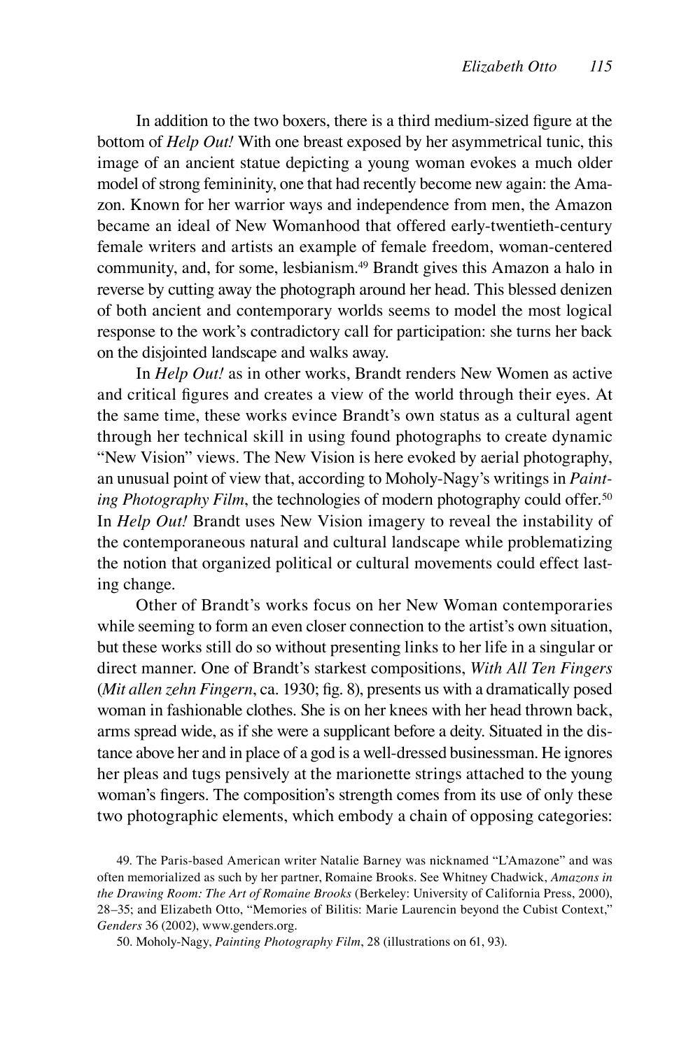In addition to the two boxers, there is a third medium-sized figure at the bottom of *Help Out!* With one breast exposed by her asymmetrical tunic, this image of an ancient statue depicting a young woman evokes a much older model of strong femininity, one that had recently become new again: the Amazon. Known for her warrior ways and independence from men, the Amazon became an ideal of New Womanhood that offered early-twentieth-century female writers and artists an example of female freedom, woman-centered community, and, for some, lesbianism.[49] Brandt gives this Amazon a halo in reverse by cutting away the photograph around her head. This blessed denizen of both ancient and contemporary worlds seems to model the most logical response to the work's contradictory call for participation: she turns her back on the disjointed landscape and walks away.

In *Help Out!* as in other works, Brandt renders New Women as active and critical figures and creates a view of the world through their eyes. At the same time, these works evince Brandt's own status as a cultural agent through her technical skill in using found photographs to create dynamic "New Vision" views. The New Vision is here evoked by aerial photography, an unusual point of view that, according to Moholy-Nagy's writings in *Painting Photography Film*, the technologies of modern photography could offer.[50] In *Help Out!* Brandt uses New Vision imagery to reveal the instability of the contemporaneous natural and cultural landscape while problematizing the notion that organized political or cultural movements could effect lasting change.

Other of Brandt's works focus on her New Woman contemporaries while seeming to form an even closer connection to the artist's own situation, but these works still do so without presenting links to her life in a singular or direct manner. One of Brandt's starkest compositions, *With All Ten Fingers* (*Mit allen zehn Fingern*, ca. 1930; fig. 8), presents us with a dramatically posed woman in fashionable clothes. She is on her knees with her head thrown back, arms spread wide, as if she were a supplicant before a deity. Situated in the distance above her and in place of a god is a well-dressed businessman. He ignores her pleas and tugs pensively at the marionette strings attached to the young woman's fingers. The composition's strength comes from its use of only these two photographic elements, which embody a chain of opposing categories:

49. The Paris-based American writer Natalie Barney was nicknamed "L'Amazone" and was often memorialized as such by her partner, Romaine Brooks. See Whitney Chadwick, *Amazons in the Drawing Room: The Art of Romaine Brooks* (Berkeley: University of California Press, 2000), 28–35; and Elizabeth Otto, "Memories of Bilitis: Marie Laurencin beyond the Cubist Context," *Genders* 36 (2002), www.genders.org.

50. Moholy-Nagy, *Painting Photography Film*, 28 (illustrations on 61, 93).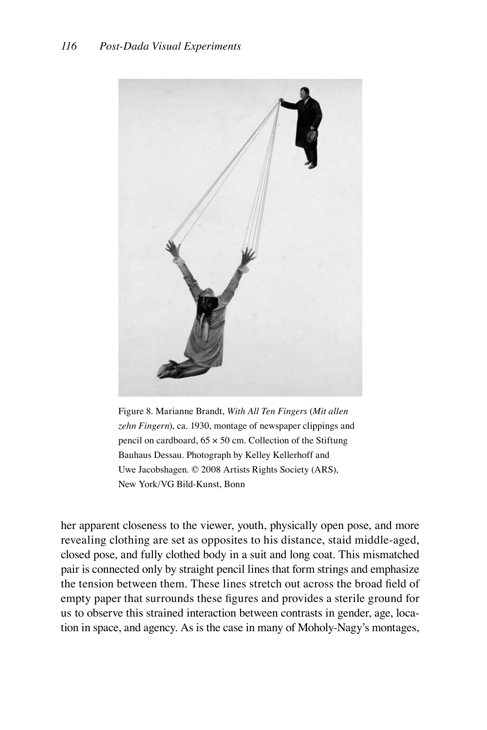Figure 8. Marianne Brandt, *With All Ten Fingers* (*Mit allen zehn Fingern*), ca. 1930, montage of newspaper clippings and pencil on cardboard, 65 × 50 cm. Collection of the Stiftung Bauhaus Dessau. Photograph by Kelley Kellerhoff and Uwe Jacobshagen. © 2008 Artists Rights Society (ARS), New York/VG Bild-Kunst, Bonn

her apparent closeness to the viewer, youth, physically open pose, and more revealing clothing are set as opposites to his distance, staid middle-aged, closed pose, and fully clothed body in a suit and long coat. This mismatched pair is connected only by straight pencil lines that form strings and emphasize the tension between them. These lines stretch out across the broad field of empty paper that surrounds these figures and provides a sterile ground for us to observe this strained interaction between contrasts in gender, age, location in space, and agency. As is the case in many of Moholy-Nagy's montages,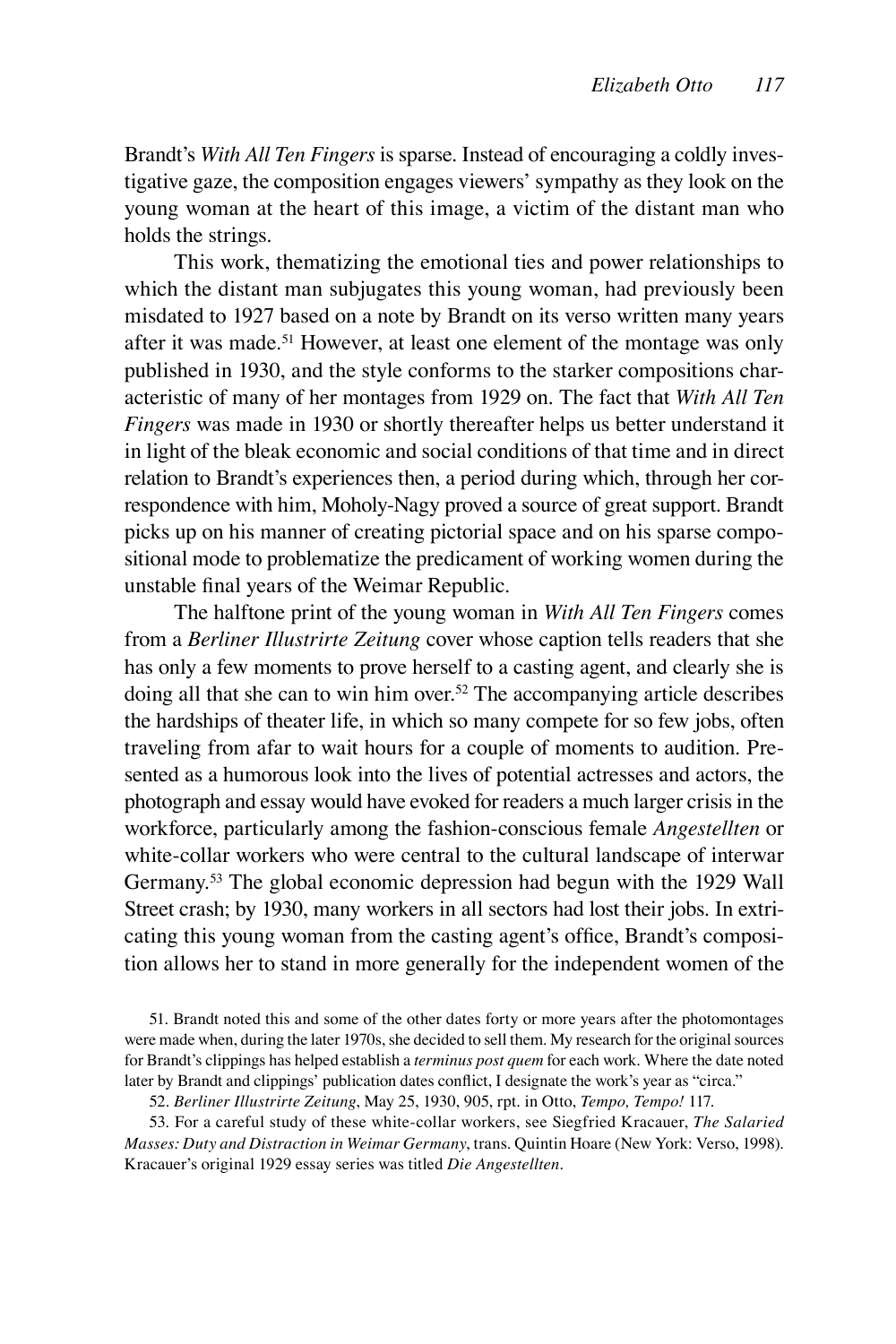Brandt's *With All Ten Fingers* is sparse. Instead of encouraging a coldly investigative gaze, the composition engages viewers' sympathy as they look on the young woman at the heart of this image, a victim of the distant man who holds the strings.

This work, thematizing the emotional ties and power relationships to which the distant man subjugates this young woman, had previously been misdated to 1927 based on a note by Brandt on its verso written many years after it was made.[51] However, at least one element of the montage was only published in 1930, and the style conforms to the starker compositions characteristic of many of her montages from 1929 on. The fact that *With All Ten Fingers* was made in 1930 or shortly thereafter helps us better understand it in light of the bleak economic and social conditions of that time and in direct relation to Brandt's experiences then, a period during which, through her correspondence with him, Moholy-Nagy proved a source of great support. Brandt picks up on his manner of creating pictorial space and on his sparse compositional mode to problematize the predicament of working women during the unstable final years of the Weimar Republic.

The halftone print of the young woman in *With All Ten Fingers* comes from a *Berliner Illustrirte Zeitung* cover whose caption tells readers that she has only a few moments to prove herself to a casting agent, and clearly she is doing all that she can to win him over.[52] The accompanying article describes the hardships of theater life, in which so many compete for so few jobs, often traveling from afar to wait hours for a couple of moments to audition. Presented as a humorous look into the lives of potential actresses and actors, the photograph and essay would have evoked for readers a much larger crisis in the workforce, particularly among the fashion-conscious female *Angestellten* or white-collar workers who were central to the cultural landscape of interwar Germany.[53] The global economic depression had begun with the 1929 Wall Street crash; by 1930, many workers in all sectors had lost their jobs. In extricating this young woman from the casting agent's office, Brandt's composition allows her to stand in more generally for the independent women of the

51. Brandt noted this and some of the other dates forty or more years after the photomontages were made when, during the later 1970s, she decided to sell them. My research for the original sources for Brandt's clippings has helped establish a *terminus post quem* for each work. Where the date noted later by Brandt and clippings' publication dates conflict, I designate the work's year as "circa."

52. *Berliner Illustrirte Zeitung*, May 25, 1930, 905, rpt. in Otto, *Tempo, Tempo!* 117.

53. For a careful study of these white-collar workers, see Siegfried Kracauer, *The Salaried Masses: Duty and Distraction in Weimar Germany*, trans. Quintin Hoare (New York: Verso, 1998). Kracauer's original 1929 essay series was titled *Die Angestellten*.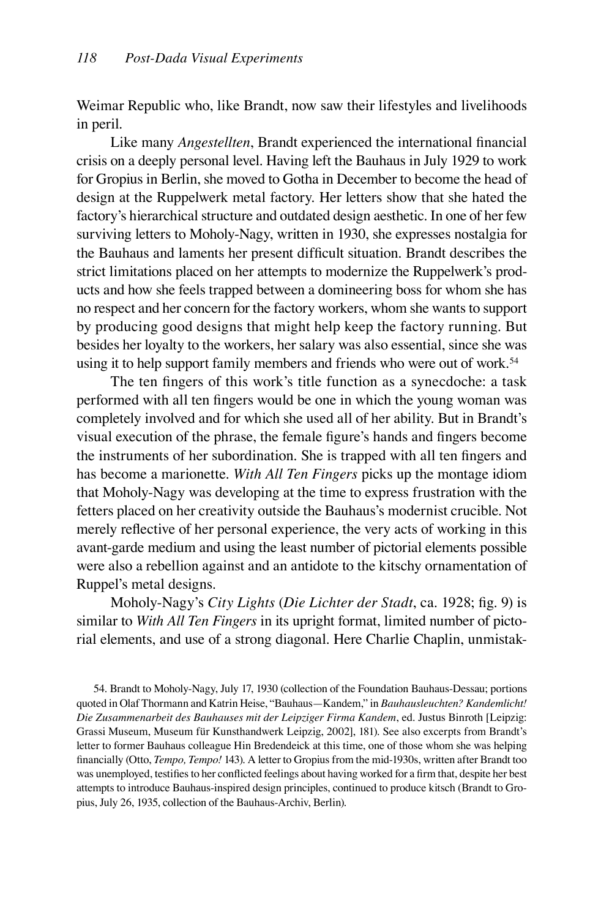Weimar Republic who, like Brandt, now saw their lifestyles and livelihoods in peril.

Like many *Angestellten*, Brandt experienced the international financial crisis on a deeply personal level. Having left the Bauhaus in July 1929 to work for Gropius in Berlin, she moved to Gotha in December to become the head of design at the Ruppelwerk metal factory. Her letters show that she hated the factory's hierarchical structure and outdated design aesthetic. In one of her few surviving letters to Moholy-Nagy, written in 1930, she expresses nostalgia for the Bauhaus and laments her present difficult situation. Brandt describes the strict limitations placed on her attempts to modernize the Ruppelwerk's products and how she feels trapped between a domineering boss for whom she has no respect and her concern for the factory workers, whom she wants to support by producing good designs that might help keep the factory running. But besides her loyalty to the workers, her salary was also essential, since she was using it to help support family members and friends who were out of work.[54]

The ten fingers of this work's title function as a synecdoche: a task performed with all ten fingers would be one in which the young woman was completely involved and for which she used all of her ability. But in Brandt's visual execution of the phrase, the female figure's hands and fingers become the instruments of her subordination. She is trapped with all ten fingers and has become a marionette. *With All Ten Fingers* picks up the montage idiom that Moholy-Nagy was developing at the time to express frustration with the fetters placed on her creativity outside the Bauhaus's modernist crucible. Not merely reflective of her personal experience, the very acts of working in this avant-garde medium and using the least number of pictorial elements possible were also a rebellion against and an antidote to the kitschy ornamentation of Ruppel's metal designs.

Moholy-Nagy's *City Lights* (*Die Lichter der Stadt*, ca. 1928; fig. 9) is similar to *With All Ten Fingers* in its upright format, limited number of pictorial elements, and use of a strong diagonal. Here Charlie Chaplin, unmistak-

54. Brandt to Moholy-Nagy, July 17, 1930 (collection of the Foundation Bauhaus-Dessau; portions quoted in Olaf Thormann and Katrin Heise, "Bauhaus—Kandem," in *Bauhausleuchten? Kandemlicht! Die Zusammenarbeit des Bauhauses mit der Leipziger Firma Kandem*, ed. Justus Binroth [Leipzig: Grassi Museum, Museum für Kunsthandwerk Leipzig, 2002], 181). See also excerpts from Brandt's letter to former Bauhaus colleague Hin Bredendeick at this time, one of those whom she was helping financially (Otto, *Tempo, Tempo!* 143). A letter to Gropius from the mid-1930s, written after Brandt too was unemployed, testifies to her conflicted feelings about having worked for a firm that, despite her best attempts to introduce Bauhaus-inspired design principles, continued to produce kitsch (Brandt to Gropius, July 26, 1935, collection of the Bauhaus-Archiv, Berlin).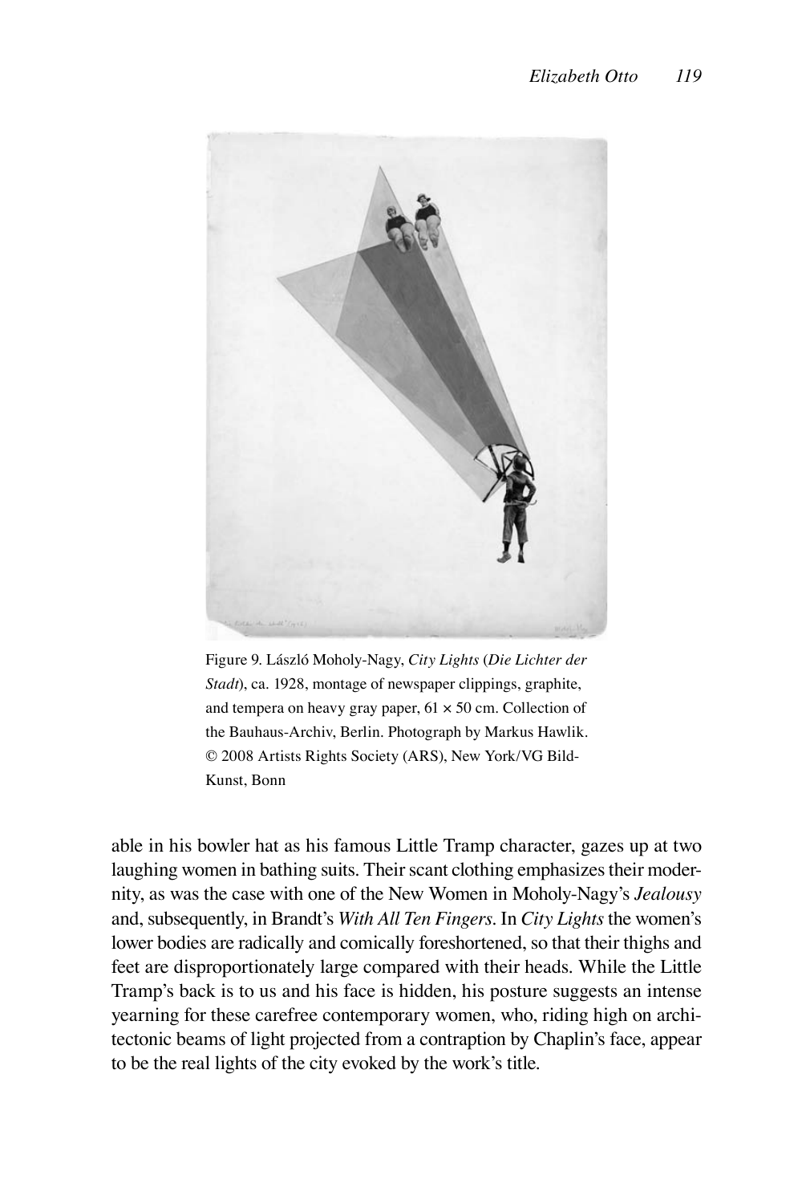Figure 9. László Moholy-Nagy, *City Lights* (*Die Lichter der Stadt*), ca. 1928, montage of newspaper clippings, graphite, and tempera on heavy gray paper, 61 × 50 cm. Collection of the Bauhaus-Archiv, Berlin. Photograph by Markus Hawlik. © 2008 Artists Rights Society (ARS), New York/VG Bild-Kunst, Bonn

able in his bowler hat as his famous Little Tramp character, gazes up at two laughing women in bathing suits. Their scant clothing emphasizes their modernity, as was the case with one of the New Women in Moholy-Nagy's *Jealousy* and, subsequently, in Brandt's *With All Ten Fingers*. In *City Lights* the women's lower bodies are radically and comically foreshortened, so that their thighs and feet are disproportionately large compared with their heads. While the Little Tramp's back is to us and his face is hidden, his posture suggests an intense yearning for these carefree contemporary women, who, riding high on architectonic beams of light projected from a contraption by Chaplin's face, appear to be the real lights of the city evoked by the work's title.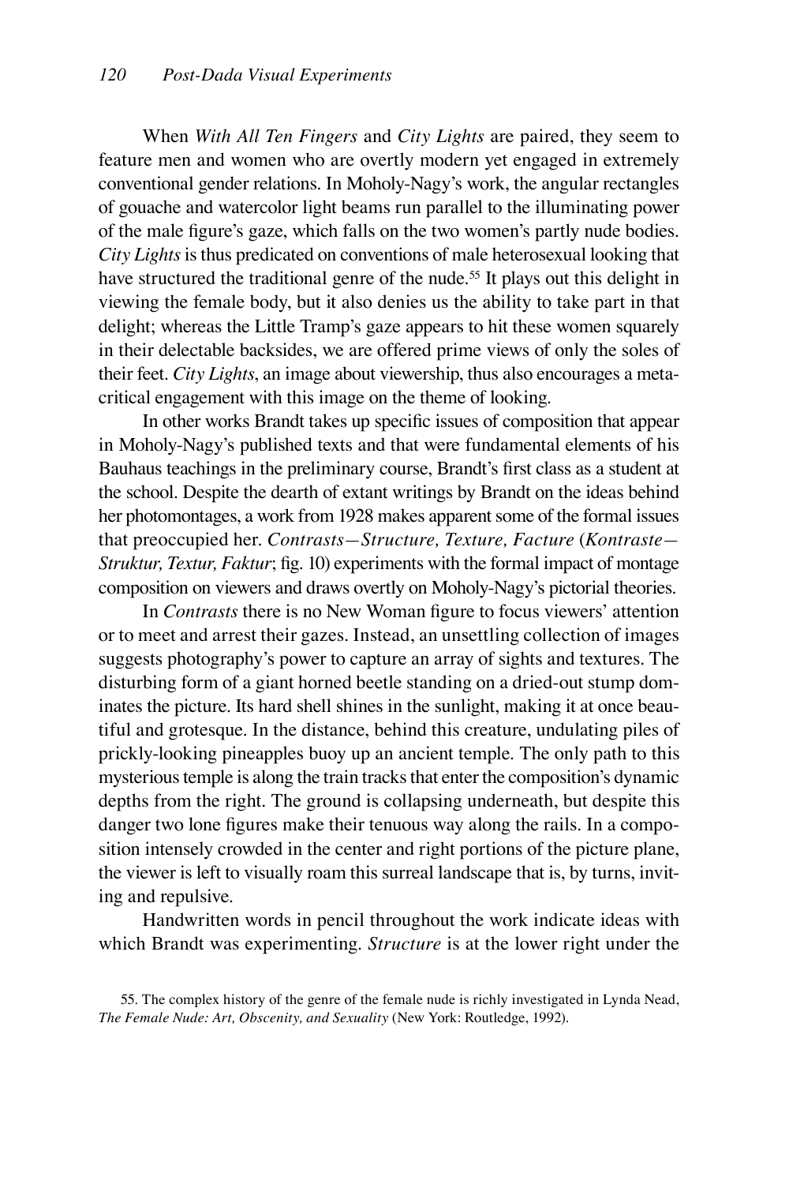When *With All Ten Fingers* and *City Lights* are paired, they seem to feature men and women who are overtly modern yet engaged in extremely conventional gender relations. In Moholy-Nagy's work, the angular rectangles of gouache and watercolor light beams run parallel to the illuminating power of the male figure's gaze, which falls on the two women's partly nude bodies. *City Lights* is thus predicated on conventions of male heterosexual looking that have structured the traditional genre of the nude.[55] It plays out this delight in viewing the female body, but it also denies us the ability to take part in that delight; whereas the Little Tramp's gaze appears to hit these women squarely in their delectable backsides, we are offered prime views of only the soles of their feet. *City Lights*, an image about viewership, thus also encourages a meta-critical engagement with this image on the theme of looking.

In other works Brandt takes up specific issues of composition that appear in Moholy-Nagy's published texts and that were fundamental elements of his Bauhaus teachings in the preliminary course, Brandt's first class as a student at the school. Despite the dearth of extant writings by Brandt on the ideas behind her photomontages, a work from 1928 makes apparent some of the formal issues that preoccupied her. *Contrasts—Structure, Texture, Facture* (*Kontraste—Struktur, Textur, Faktur*; fig. 10) experiments with the formal impact of montage composition on viewers and draws overtly on Moholy-Nagy's pictorial theories.

In *Contrasts* there is no New Woman figure to focus viewers' attention or to meet and arrest their gazes. Instead, an unsettling collection of images suggests photography's power to capture an array of sights and textures. The disturbing form of a giant horned beetle standing on a dried-out stump dominates the picture. Its hard shell shines in the sunlight, making it at once beautiful and grotesque. In the distance, behind this creature, undulating piles of prickly-looking pineapples buoy up an ancient temple. The only path to this mysterious temple is along the train tracks that enter the composition's dynamic depths from the right. The ground is collapsing underneath, but despite this danger two lone figures make their tenuous way along the rails. In a composition intensely crowded in the center and right portions of the picture plane, the viewer is left to visually roam this surreal landscape that is, by turns, inviting and repulsive.

Handwritten words in pencil throughout the work indicate ideas with which Brandt was experimenting. *Structure* is at the lower right under the

55. The complex history of the genre of the female nude is richly investigated in Lynda Nead, *The Female Nude: Art, Obscenity, and Sexuality* (New York: Routledge, 1992).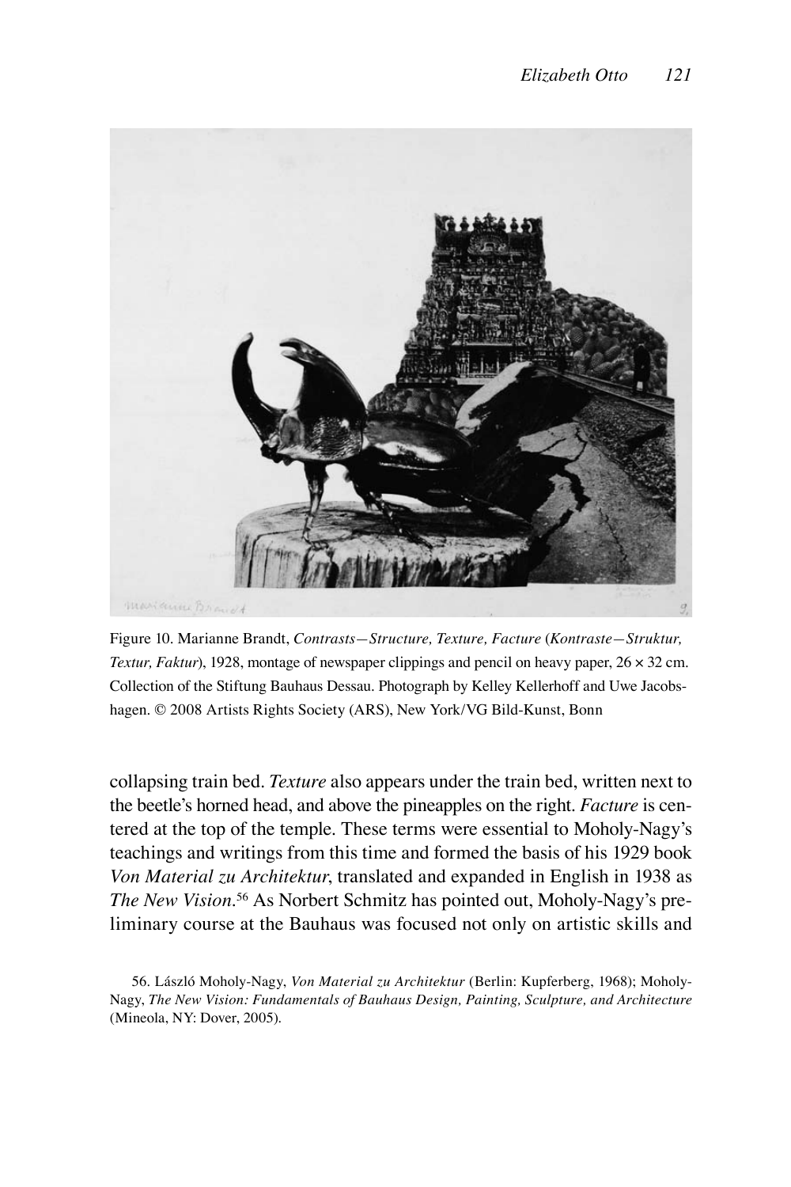Figure 10. Marianne Brandt, *Contrasts—Structure, Texture, Facture* (*Kontraste—Struktur, Textur, Faktur*), 1928, montage of newspaper clippings and pencil on heavy paper, 26 × 32 cm. Collection of the Stiftung Bauhaus Dessau. Photograph by Kelley Kellerhoff and Uwe Jacobshagen. © 2008 Artists Rights Society (ARS), New York/VG Bild-Kunst, Bonn

collapsing train bed. *Texture* also appears under the train bed, written next to the beetle's horned head, and above the pineapples on the right. *Facture* is centered at the top of the temple. These terms were essential to Moholy-Nagy's teachings and writings from this time and formed the basis of his 1929 book *Von Material zu Architektur*, translated and expanded in English in 1938 as *The New Vision*.[56] As Norbert Schmitz has pointed out, Moholy-Nagy's preliminary course at the Bauhaus was focused not only on artistic skills and

56. László Moholy-Nagy, *Von Material zu Architektur* (Berlin: Kupferberg, 1968); Moholy-Nagy, *The New Vision: Fundamentals of Bauhaus Design, Painting, Sculpture, and Architecture* (Mineola, NY: Dover, 2005).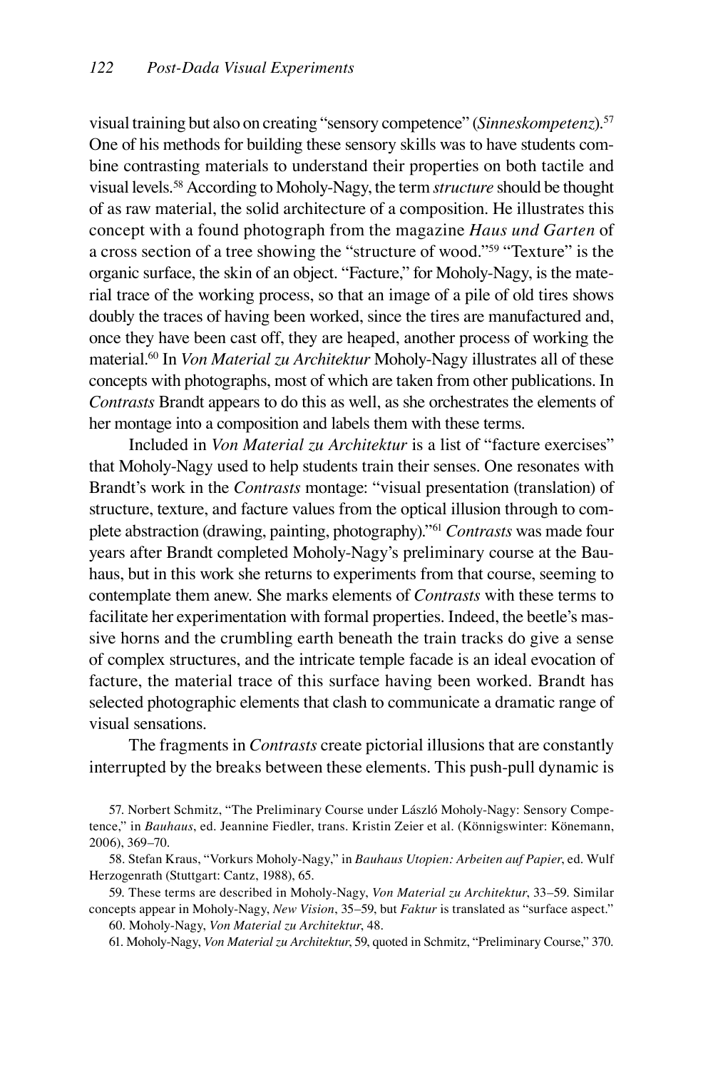visual training but also on creating "sensory competence" (*Sinneskompetenz*).[57] One of his methods for building these sensory skills was to have students combine contrasting materials to understand their properties on both tactile and visual levels.[58] According to Moholy-Nagy, the term *structure* should be thought of as raw material, the solid architecture of a composition. He illustrates this concept with a found photograph from the magazine *Haus und Garten* of a cross section of a tree showing the "structure of wood."[59] "Texture" is the organic surface, the skin of an object. "Facture," for Moholy-Nagy, is the material trace of the working process, so that an image of a pile of old tires shows doubly the traces of having been worked, since the tires are manufactured and, once they have been cast off, they are heaped, another process of working the material.[60] In *Von Material zu Architektur* Moholy-Nagy illustrates all of these concepts with photographs, most of which are taken from other publications. In *Contrasts* Brandt appears to do this as well, as she orchestrates the elements of her montage into a composition and labels them with these terms.

Included in *Von Material zu Architektur* is a list of "facture exercises" that Moholy-Nagy used to help students train their senses. One resonates with Brandt's work in the *Contrasts* montage: "visual presentation (translation) of structure, texture, and facture values from the optical illusion through to complete abstraction (drawing, painting, photography)."[61] *Contrasts* was made four years after Brandt completed Moholy-Nagy's preliminary course at the Bauhaus, but in this work she returns to experiments from that course, seeming to contemplate them anew. She marks elements of *Contrasts* with these terms to facilitate her experimentation with formal properties. Indeed, the beetle's massive horns and the crumbling earth beneath the train tracks do give a sense of complex structures, and the intricate temple facade is an ideal evocation of facture, the material trace of this surface having been worked. Brandt has selected photographic elements that clash to communicate a dramatic range of visual sensations.

The fragments in *Contrasts* create pictorial illusions that are constantly interrupted by the breaks between these elements. This push-pull dynamic is

57. Norbert Schmitz, "The Preliminary Course under László Moholy-Nagy: Sensory Competence," in *Bauhaus*, ed. Jeannine Fiedler, trans. Kristin Zeier et al. (Könnigswinter: Könemann, 2006), 369–70.

58. Stefan Kraus, "Vorkurs Moholy-Nagy," in *Bauhaus Utopien: Arbeiten auf Papier*, ed. Wulf Herzogenrath (Stuttgart: Cantz, 1988), 65.

59. These terms are described in Moholy-Nagy, *Von Material zu Architektur*, 33–59. Similar concepts appear in Moholy-Nagy, *New Vision*, 35–59, but *Faktur* is translated as "surface aspect."

60. Moholy-Nagy, *Von Material zu Architektur*, 48.

61. Moholy-Nagy, *Von Material zu Architektur*, 59, quoted in Schmitz, "Preliminary Course," 370.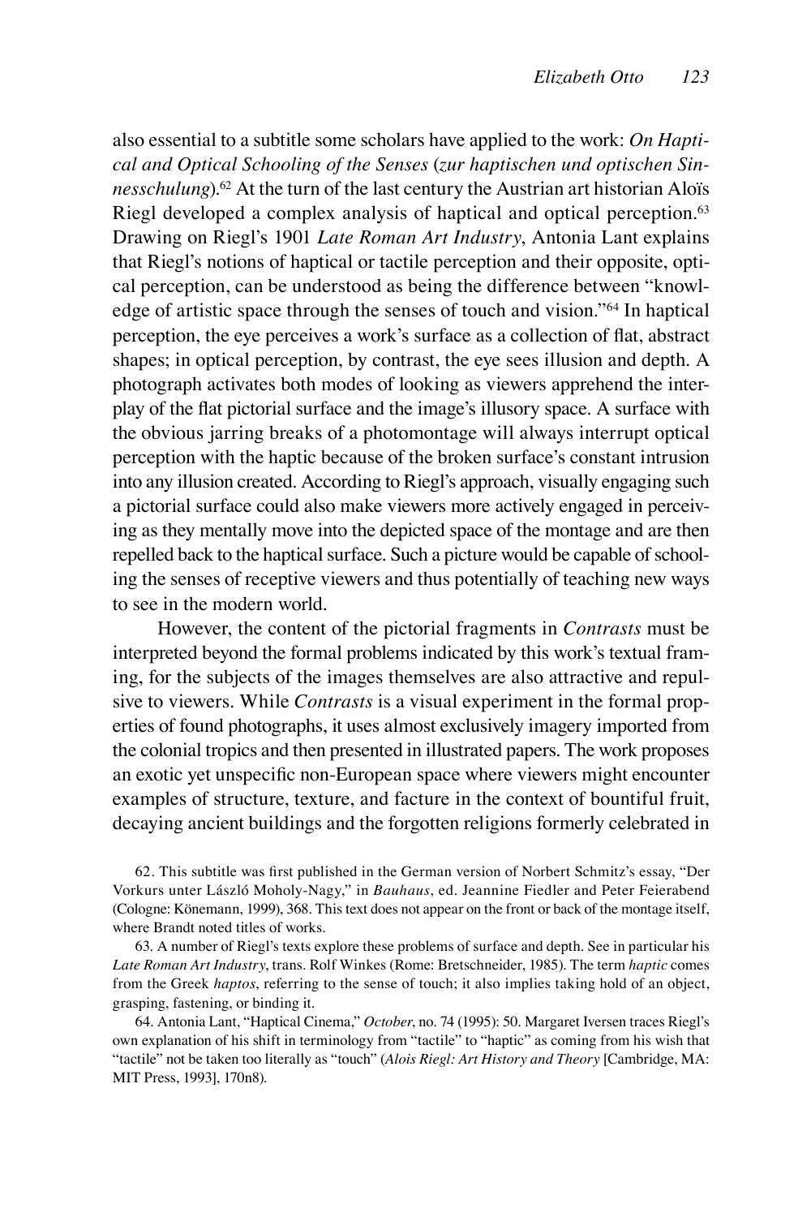also essential to a subtitle some scholars have applied to the work: *On Haptical and Optical Schooling of the Senses* (*zur haptischen und optischen Sinnesschulung*).[62] At the turn of the last century the Austrian art historian Aloïs Riegl developed a complex analysis of haptical and optical perception.[63] Drawing on Riegl's 1901 *Late Roman Art Industry*, Antonia Lant explains that Riegl's notions of haptical or tactile perception and their opposite, optical perception, can be understood as being the difference between "knowledge of artistic space through the senses of touch and vision."[64] In haptical perception, the eye perceives a work's surface as a collection of flat, abstract shapes; in optical perception, by contrast, the eye sees illusion and depth. A photograph activates both modes of looking as viewers apprehend the interplay of the flat pictorial surface and the image's illusory space. A surface with the obvious jarring breaks of a photomontage will always interrupt optical perception with the haptic because of the broken surface's constant intrusion into any illusion created. According to Riegl's approach, visually engaging such a pictorial surface could also make viewers more actively engaged in perceiving as they mentally move into the depicted space of the montage and are then repelled back to the haptical surface. Such a picture would be capable of schooling the senses of receptive viewers and thus potentially of teaching new ways to see in the modern world.

However, the content of the pictorial fragments in *Contrasts* must be interpreted beyond the formal problems indicated by this work's textual framing, for the subjects of the images themselves are also attractive and repulsive to viewers. While *Contrasts* is a visual experiment in the formal properties of found photographs, it uses almost exclusively imagery imported from the colonial tropics and then presented in illustrated papers. The work proposes an exotic yet unspecific non-European space where viewers might encounter examples of structure, texture, and facture in the context of bountiful fruit, decaying ancient buildings and the forgotten religions formerly celebrated in

62. This subtitle was first published in the German version of Norbert Schmitz's essay, "Der Vorkurs unter László Moholy-Nagy," in *Bauhaus*, ed. Jeannine Fiedler and Peter Feierabend (Cologne: Könemann, 1999), 368. This text does not appear on the front or back of the montage itself, where Brandt noted titles of works.

63. A number of Riegl's texts explore these problems of surface and depth. See in particular his *Late Roman Art Industry*, trans. Rolf Winkes (Rome: Bretschneider, 1985). The term *haptic* comes from the Greek *haptos*, referring to the sense of touch; it also implies taking hold of an object, grasping, fastening, or binding it.

64. Antonia Lant, "Haptical Cinema," *October*, no. 74 (1995): 50. Margaret Iversen traces Riegl's own explanation of his shift in terminology from "tactile" to "haptic" as coming from his wish that "tactile" not be taken too literally as "touch" (*Alois Riegl: Art History and Theory* [Cambridge, MA: MIT Press, 1993], 170n8).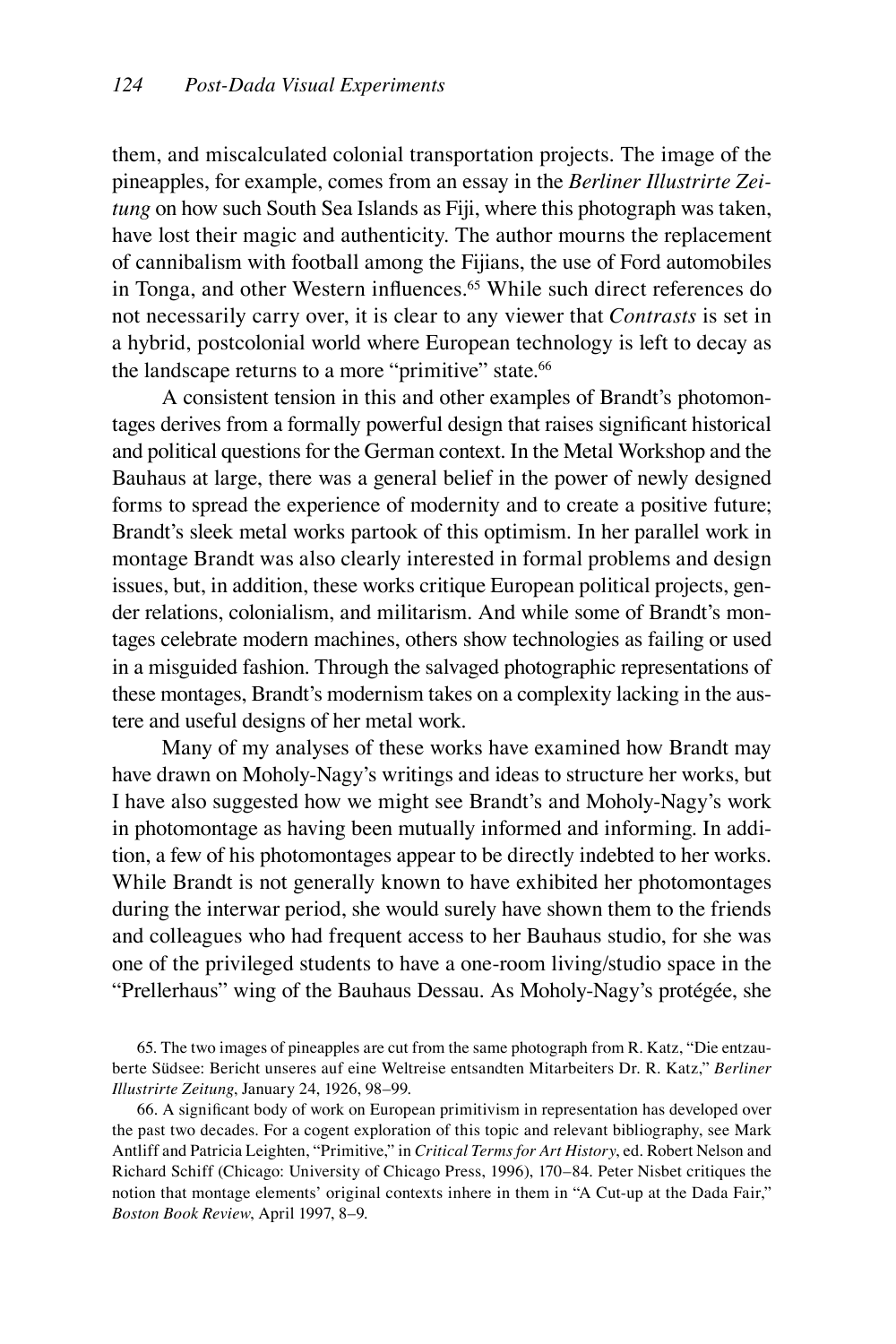them, and miscalculated colonial transportation projects. The image of the pineapples, for example, comes from an essay in the *Berliner Illustrirte Zeitung* on how such South Sea Islands as Fiji, where this photograph was taken, have lost their magic and authenticity. The author mourns the replacement of cannibalism with football among the Fijians, the use of Ford automobiles in Tonga, and other Western influences.[65] While such direct references do not necessarily carry over, it is clear to any viewer that *Contrasts* is set in a hybrid, postcolonial world where European technology is left to decay as the landscape returns to a more "primitive" state.[66]

A consistent tension in this and other examples of Brandt's photomontages derives from a formally powerful design that raises significant historical and political questions for the German context. In the Metal Workshop and the Bauhaus at large, there was a general belief in the power of newly designed forms to spread the experience of modernity and to create a positive future; Brandt's sleek metal works partook of this optimism. In her parallel work in montage Brandt was also clearly interested in formal problems and design issues, but, in addition, these works critique European political projects, gender relations, colonialism, and militarism. And while some of Brandt's montages celebrate modern machines, others show technologies as failing or used in a misguided fashion. Through the salvaged photographic representations of these montages, Brandt's modernism takes on a complexity lacking in the austere and useful designs of her metal work.

Many of my analyses of these works have examined how Brandt may have drawn on Moholy-Nagy's writings and ideas to structure her works, but I have also suggested how we might see Brandt's and Moholy-Nagy's work in photomontage as having been mutually informed and informing. In addition, a few of his photomontages appear to be directly indebted to her works. While Brandt is not generally known to have exhibited her photomontages during the interwar period, she would surely have shown them to the friends and colleagues who had frequent access to her Bauhaus studio, for she was one of the privileged students to have a one-room living/studio space in the "Prellerhaus" wing of the Bauhaus Dessau. As Moholy-Nagy's protégée, she

65. The two images of pineapples are cut from the same photograph from R. Katz, "Die entzauberte Südsee: Bericht unseres auf eine Weltreise entsandten Mitarbeiters Dr. R. Katz," *Berliner Illustrirte Zeitung*, January 24, 1926, 98–99.

66. A significant body of work on European primitivism in representation has developed over the past two decades. For a cogent exploration of this topic and relevant bibliography, see Mark Antliff and Patricia Leighten, "Primitive," in *Critical Terms for Art History*, ed. Robert Nelson and Richard Schiff (Chicago: University of Chicago Press, 1996), 170–84. Peter Nisbet critiques the notion that montage elements' original contexts inhere in them in "A Cut-up at the Dada Fair," *Boston Book Review*, April 1997, 8–9.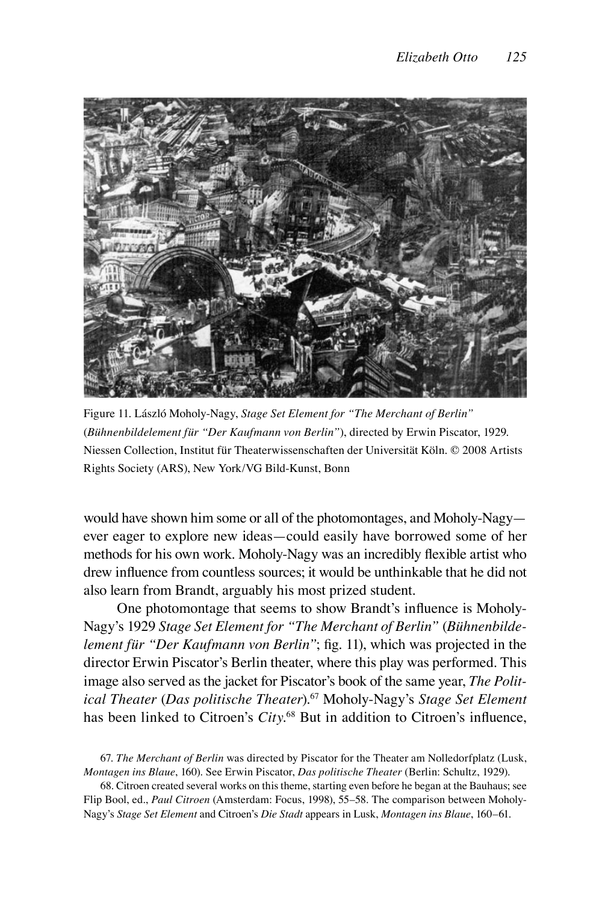Figure 11. László Moholy-Nagy, *Stage Set Element for "The Merchant of Berlin"* (*Bühnenbildelement für "Der Kaufmann von Berlin"*), directed by Erwin Piscator, 1929. Niessen Collection, Institut für Theaterwissenschaften der Universität Köln. © 2008 Artists Rights Society (ARS), New York/VG Bild-Kunst, Bonn

would have shown him some or all of the photomontages, and Moholy-Nagy—ever eager to explore new ideas—could easily have borrowed some of her methods for his own work. Moholy-Nagy was an incredibly flexible artist who drew influence from countless sources; it would be unthinkable that he did not also learn from Brandt, arguably his most prized student.

One photomontage that seems to show Brandt's influence is Moholy-Nagy's 1929 *Stage Set Element for "The Merchant of Berlin"* (*Bühnenbildelement für "Der Kaufmann von Berlin"*; fig. 11), which was projected in the director Erwin Piscator's Berlin theater, where this play was performed. This image also served as the jacket for Piscator's book of the same year, *The Political Theater* (*Das politische Theater*).[67] Moholy-Nagy's *Stage Set Element* has been linked to Citroen's *City*.[68] But in addition to Citroen's influence,

67. *The Merchant of Berlin* was directed by Piscator for the Theater am Nolledorfplatz (Lusk, *Montagen ins Blaue*, 160). See Erwin Piscator, *Das politische Theater* (Berlin: Schultz, 1929).

68. Citroen created several works on this theme, starting even before he began at the Bauhaus; see Flip Bool, ed., *Paul Citroen* (Amsterdam: Focus, 1998), 55–58. The comparison between Moholy-Nagy's *Stage Set Element* and Citroen's *Die Stadt* appears in Lusk, *Montagen ins Blaue*, 160–61.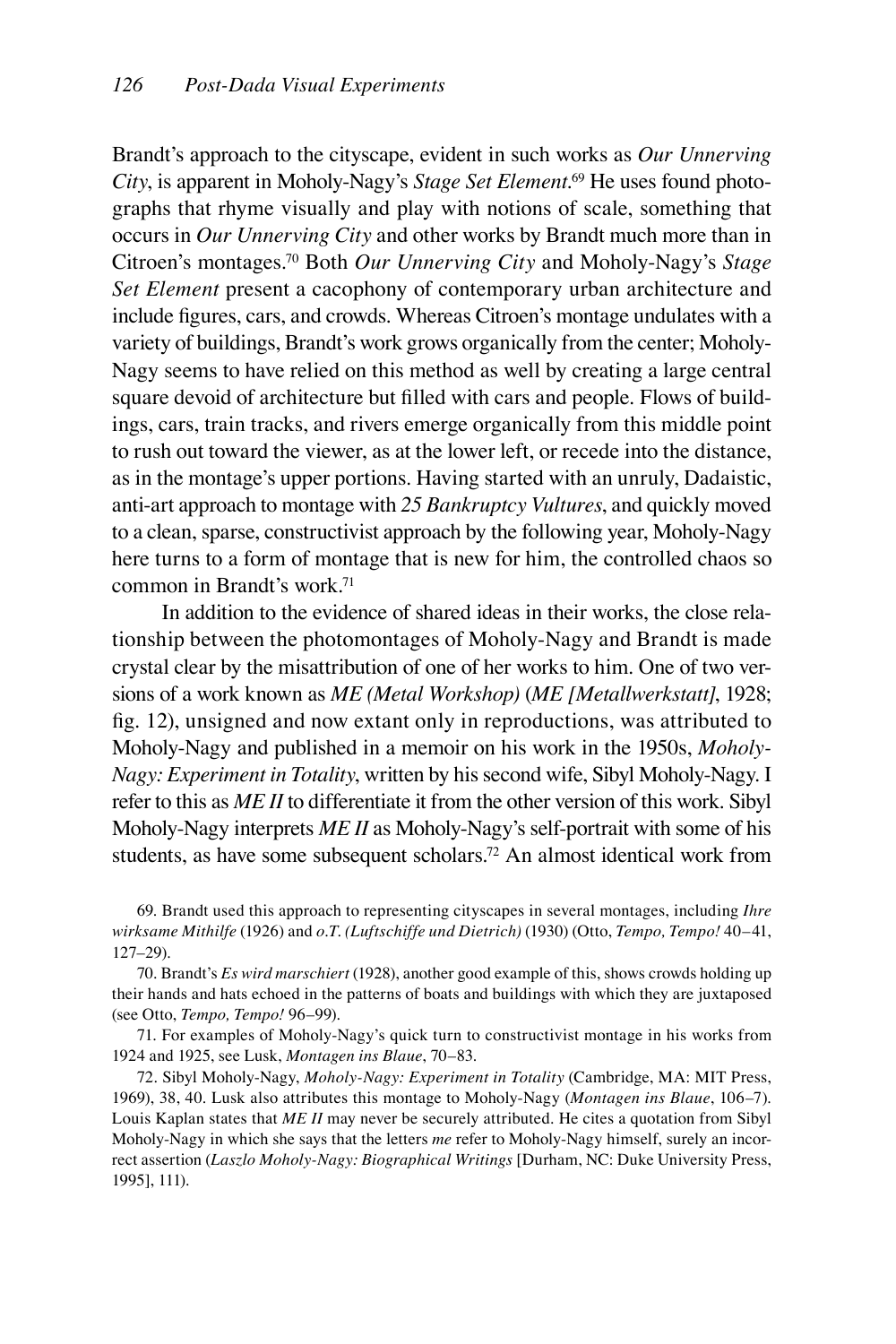Brandt's approach to the cityscape, evident in such works as *Our Unnerving City*, is apparent in Moholy-Nagy's *Stage Set Element*.[69] He uses found photographs that rhyme visually and play with notions of scale, something that occurs in *Our Unnerving City* and other works by Brandt much more than in Citroen's montages.[70] Both *Our Unnerving City* and Moholy-Nagy's *Stage Set Element* present a cacophony of contemporary urban architecture and include figures, cars, and crowds. Whereas Citroen's montage undulates with a variety of buildings, Brandt's work grows organically from the center; Moholy-Nagy seems to have relied on this method as well by creating a large central square devoid of architecture but filled with cars and people. Flows of buildings, cars, train tracks, and rivers emerge organically from this middle point to rush out toward the viewer, as at the lower left, or recede into the distance, as in the montage's upper portions. Having started with an unruly, Dadaistic, anti-art approach to montage with *25 Bankruptcy Vultures*, and quickly moved to a clean, sparse, constructivist approach by the following year, Moholy-Nagy here turns to a form of montage that is new for him, the controlled chaos so common in Brandt's work.[71]

In addition to the evidence of shared ideas in their works, the close relationship between the photomontages of Moholy-Nagy and Brandt is made crystal clear by the misattribution of one of her works to him. One of two versions of a work known as *ME (Metal Workshop)* (*ME [Metallwerkstatt]*, 1928; fig. 12), unsigned and now extant only in reproductions, was attributed to Moholy-Nagy and published in a memoir on his work in the 1950s, *Moholy-Nagy: Experiment in Totality*, written by his second wife, Sibyl Moholy-Nagy. I refer to this as *ME II* to differentiate it from the other version of this work. Sibyl Moholy-Nagy interprets *ME II* as Moholy-Nagy's self-portrait with some of his students, as have some subsequent scholars.[72] An almost identical work from

69. Brandt used this approach to representing cityscapes in several montages, including *Ihre wirksame Mithilfe* (1926) and *o.T. (Luftschiffe und Dietrich)* (1930) (Otto, *Tempo, Tempo!* 40–41, 127–29).

70. Brandt's *Es wird marschiert* (1928), another good example of this, shows crowds holding up their hands and hats echoed in the patterns of boats and buildings with which they are juxtaposed (see Otto, *Tempo, Tempo!* 96–99).

71. For examples of Moholy-Nagy's quick turn to constructivist montage in his works from 1924 and 1925, see Lusk, *Montagen ins Blaue*, 70–83.

72. Sibyl Moholy-Nagy, *Moholy-Nagy: Experiment in Totality* (Cambridge, MA: MIT Press, 1969), 38, 40. Lusk also attributes this montage to Moholy-Nagy (*Montagen ins Blaue*, 106–7). Louis Kaplan states that *ME II* may never be securely attributed. He cites a quotation from Sibyl Moholy-Nagy in which she says that the letters *me* refer to Moholy-Nagy himself, surely an incorrect assertion (*Laszlo Moholy-Nagy: Biographical Writings* [Durham, NC: Duke University Press, 1995], 111).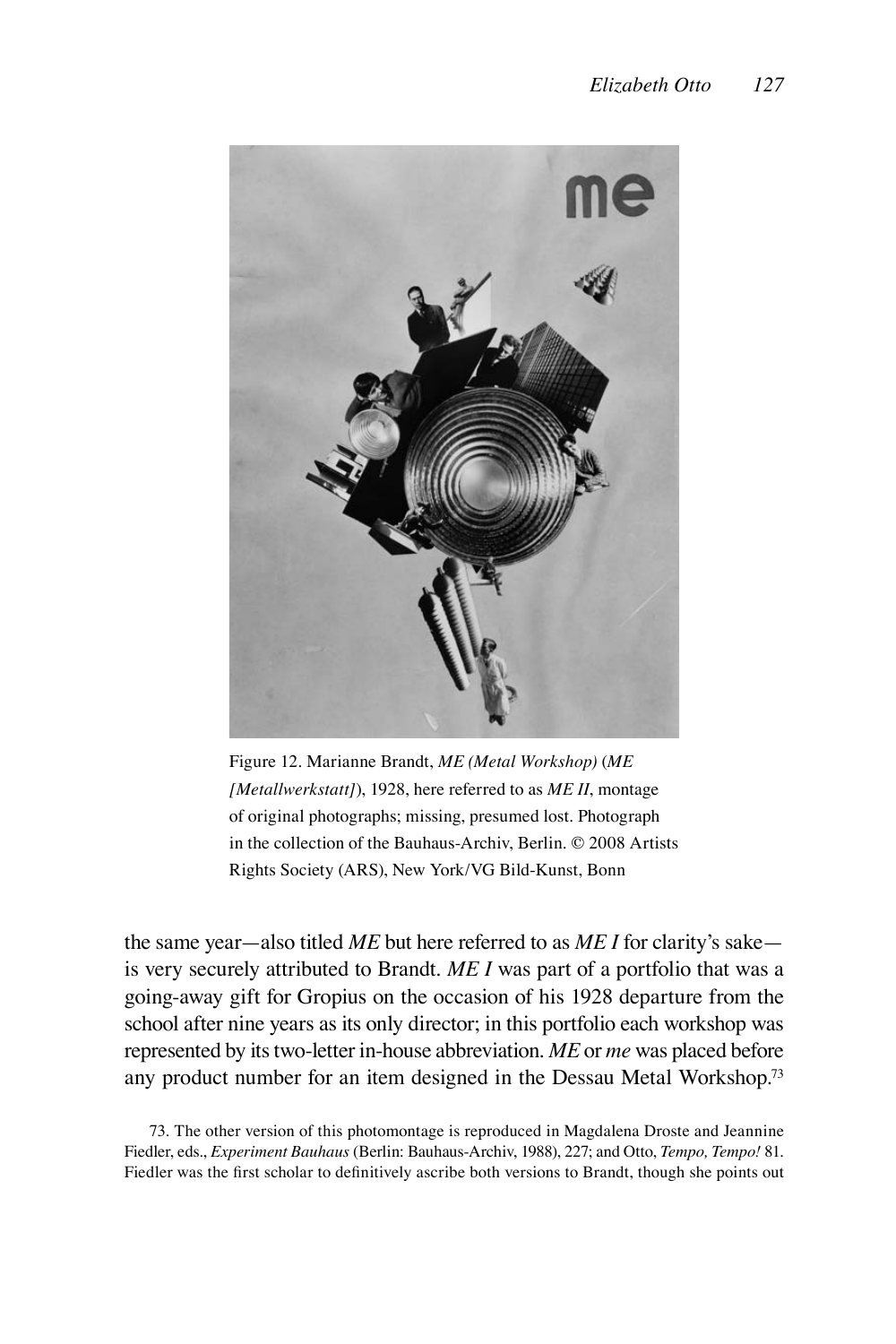Figure 12. Marianne Brandt, *ME (Metal Workshop)* (*ME [Metallwerkstatt]*), 1928, here referred to as *ME II*, montage of original photographs; missing, presumed lost. Photograph in the collection of the Bauhaus-Archiv, Berlin. © 2008 Artists Rights Society (ARS), New York/VG Bild-Kunst, Bonn

the same year—also titled *ME* but here referred to as *ME I* for clarity's sake—is very securely attributed to Brandt. *ME I* was part of a portfolio that was a going-away gift for Gropius on the occasion of his 1928 departure from the school after nine years as its only director; in this portfolio each workshop was represented by its two-letter in-house abbreviation. *ME* or *me* was placed before any product number for an item designed in the Dessau Metal Workshop.[73]

73. The other version of this photomontage is reproduced in Magdalena Droste and Jeannine Fiedler, eds., *Experiment Bauhaus* (Berlin: Bauhaus-Archiv, 1988), 227; and Otto, *Tempo, Tempo!* 81. Fiedler was the first scholar to definitively ascribe both versions to Brandt, though she points out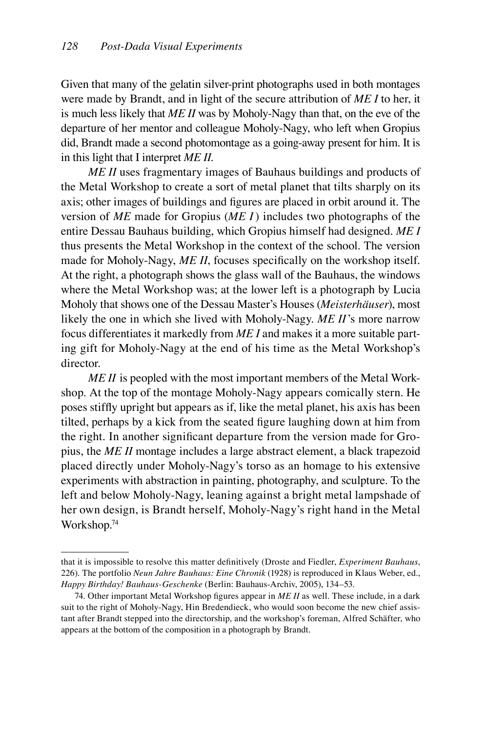Given that many of the gelatin silver-print photographs used in both montages were made by Brandt, and in light of the secure attribution of *ME I* to her, it is much less likely that *ME II* was by Moholy-Nagy than that, on the eve of the departure of her mentor and colleague Moholy-Nagy, who left when Gropius did, Brandt made a second photomontage as a going-away present for him. It is in this light that I interpret *ME II*.

*ME II* uses fragmentary images of Bauhaus buildings and products of the Metal Workshop to create a sort of metal planet that tilts sharply on its axis; other images of buildings and figures are placed in orbit around it. The version of *ME* made for Gropius (*ME I*) includes two photographs of the entire Dessau Bauhaus building, which Gropius himself had designed. *ME I* thus presents the Metal Workshop in the context of the school. The version made for Moholy-Nagy, *ME II*, focuses specifically on the workshop itself. At the right, a photograph shows the glass wall of the Bauhaus, the windows where the Metal Workshop was; at the lower left is a photograph by Lucia Moholy that shows one of the Dessau Master's Houses (*Meisterhäuser*), most likely the one in which she lived with Moholy-Nagy. *ME II*'s more narrow focus differentiates it markedly from *ME I* and makes it a more suitable parting gift for Moholy-Nagy at the end of his time as the Metal Workshop's director.

*ME II* is peopled with the most important members of the Metal Workshop. At the top of the montage Moholy-Nagy appears comically stern. He poses stiffly upright but appears as if, like the metal planet, his axis has been tilted, perhaps by a kick from the seated figure laughing down at him from the right. In another significant departure from the version made for Gropius, the *ME II* montage includes a large abstract element, a black trapezoid placed directly under Moholy-Nagy's torso as an homage to his extensive experiments with abstraction in painting, photography, and sculpture. To the left and below Moholy-Nagy, leaning against a bright metal lampshade of her own design, is Brandt herself, Moholy-Nagy's right hand in the Metal Workshop.[74]

---

that it is impossible to resolve this matter definitively (Droste and Fiedler, *Experiment Bauhaus*, 226). The portfolio *Neun Jahre Bauhaus: Eine Chronik* (1928) is reproduced in Klaus Weber, ed., *Happy Birthday! Bauhaus-Geschenke* (Berlin: Bauhaus-Archiv, 2005), 134–53.

74. Other important Metal Workshop figures appear in *ME II* as well. These include, in a dark suit to the right of Moholy-Nagy, Hin Bredendieck, who would soon become the new chief assistant after Brandt stepped into the directorship, and the workshop's foreman, Alfred Schäfter, who appears at the bottom of the composition in a photograph by Brandt.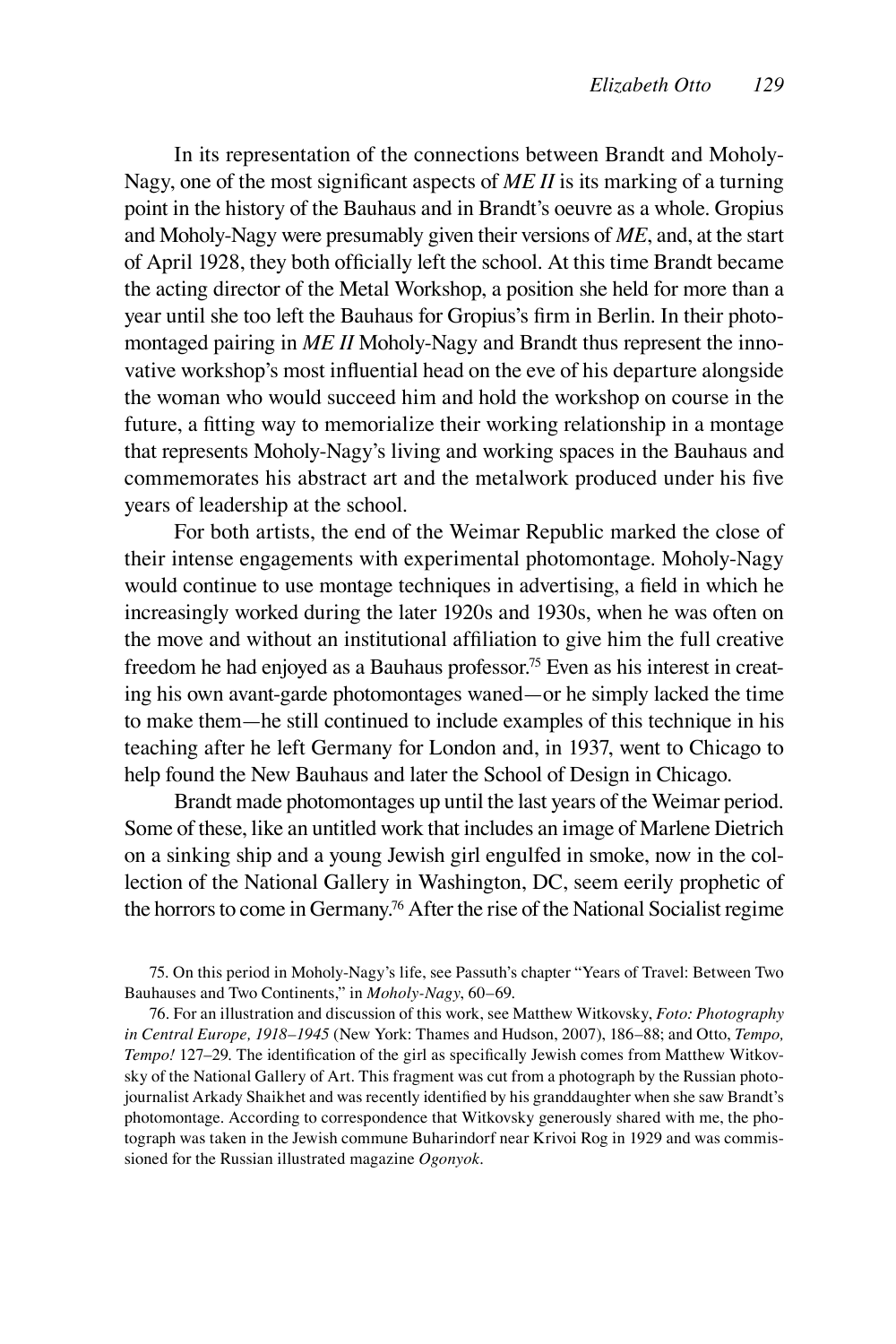In its representation of the connections between Brandt and Moholy-Nagy, one of the most significant aspects of *ME II* is its marking of a turning point in the history of the Bauhaus and in Brandt's oeuvre as a whole. Gropius and Moholy-Nagy were presumably given their versions of *ME*, and, at the start of April 1928, they both officially left the school. At this time Brandt became the acting director of the Metal Workshop, a position she held for more than a year until she too left the Bauhaus for Gropius's firm in Berlin. In their photomontaged pairing in *ME II* Moholy-Nagy and Brandt thus represent the innovative workshop's most influential head on the eve of his departure alongside the woman who would succeed him and hold the workshop on course in the future, a fitting way to memorialize their working relationship in a montage that represents Moholy-Nagy's living and working spaces in the Bauhaus and commemorates his abstract art and the metalwork produced under his five years of leadership at the school.

For both artists, the end of the Weimar Republic marked the close of their intense engagements with experimental photomontage. Moholy-Nagy would continue to use montage techniques in advertising, a field in which he increasingly worked during the later 1920s and 1930s, when he was often on the move and without an institutional affiliation to give him the full creative freedom he had enjoyed as a Bauhaus professor.[75] Even as his interest in creating his own avant-garde photomontages waned—or he simply lacked the time to make them—he still continued to include examples of this technique in his teaching after he left Germany for London and, in 1937, went to Chicago to help found the New Bauhaus and later the School of Design in Chicago.

Brandt made photomontages up until the last years of the Weimar period. Some of these, like an untitled work that includes an image of Marlene Dietrich on a sinking ship and a young Jewish girl engulfed in smoke, now in the collection of the National Gallery in Washington, DC, seem eerily prophetic of the horrors to come in Germany.[76] After the rise of the National Socialist regime

75. On this period in Moholy-Nagy's life, see Passuth's chapter "Years of Travel: Between Two Bauhauses and Two Continents," in *Moholy-Nagy*, 60–69.

76. For an illustration and discussion of this work, see Matthew Witkovsky, *Foto: Photography in Central Europe, 1918–1945* (New York: Thames and Hudson, 2007), 186–88; and Otto, *Tempo, Tempo!* 127–29. The identification of the girl as specifically Jewish comes from Matthew Witkovsky of the National Gallery of Art. This fragment was cut from a photograph by the Russian photojournalist Arkady Shaikhet and was recently identified by his granddaughter when she saw Brandt's photomontage. According to correspondence that Witkovsky generously shared with me, the photograph was taken in the Jewish commune Buharindorf near Krivoi Rog in 1929 and was commissioned for the Russian illustrated magazine *Ogonyok*.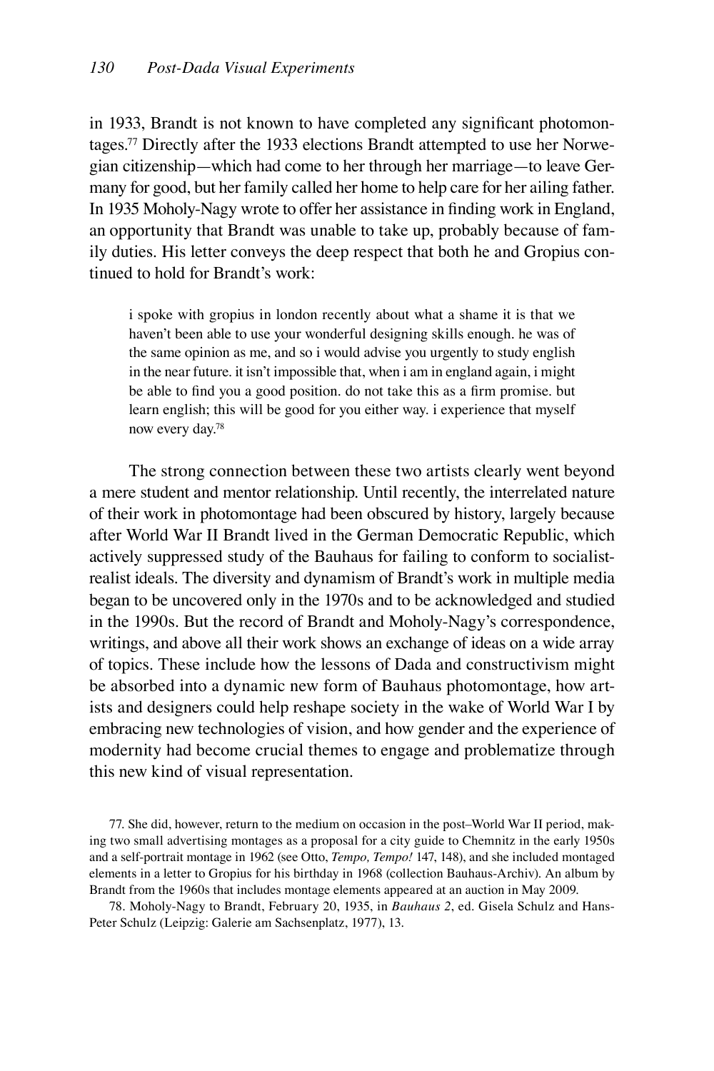in 1933, Brandt is not known to have completed any significant photomontages.[77] Directly after the 1933 elections Brandt attempted to use her Norwegian citizenship—which had come to her through her marriage—to leave Germany for good, but her family called her home to help care for her ailing father. In 1935 Moholy-Nagy wrote to offer her assistance in finding work in England, an opportunity that Brandt was unable to take up, probably because of family duties. His letter conveys the deep respect that both he and Gropius continued to hold for Brandt's work:

> i spoke with gropius in london recently about what a shame it is that we haven't been able to use your wonderful designing skills enough. he was of the same opinion as me, and so i would advise you urgently to study english in the near future. it isn't impossible that, when i am in england again, i might be able to find you a good position. do not take this as a firm promise. but learn english; this will be good for you either way. i experience that myself now every day.[78]

The strong connection between these two artists clearly went beyond a mere student and mentor relationship. Until recently, the interrelated nature of their work in photomontage had been obscured by history, largely because after World War II Brandt lived in the German Democratic Republic, which actively suppressed study of the Bauhaus for failing to conform to socialist-realist ideals. The diversity and dynamism of Brandt's work in multiple media began to be uncovered only in the 1970s and to be acknowledged and studied in the 1990s. But the record of Brandt and Moholy-Nagy's correspondence, writings, and above all their work shows an exchange of ideas on a wide array of topics. These include how the lessons of Dada and constructivism might be absorbed into a dynamic new form of Bauhaus photomontage, how artists and designers could help reshape society in the wake of World War I by embracing new technologies of vision, and how gender and the experience of modernity had become crucial themes to engage and problematize through this new kind of visual representation.

77. She did, however, return to the medium on occasion in the post–World War II period, making two small advertising montages as a proposal for a city guide to Chemnitz in the early 1950s and a self-portrait montage in 1962 (see Otto, *Tempo, Tempo!* 147, 148), and she included montaged elements in a letter to Gropius for his birthday in 1968 (collection Bauhaus-Archiv). An album by Brandt from the 1960s that includes montage elements appeared at an auction in May 2009.

78. Moholy-Nagy to Brandt, February 20, 1935, in *Bauhaus 2*, ed. Gisela Schulz and Hans-Peter Schulz (Leipzig: Galerie am Sachsenplatz, 1977), 13.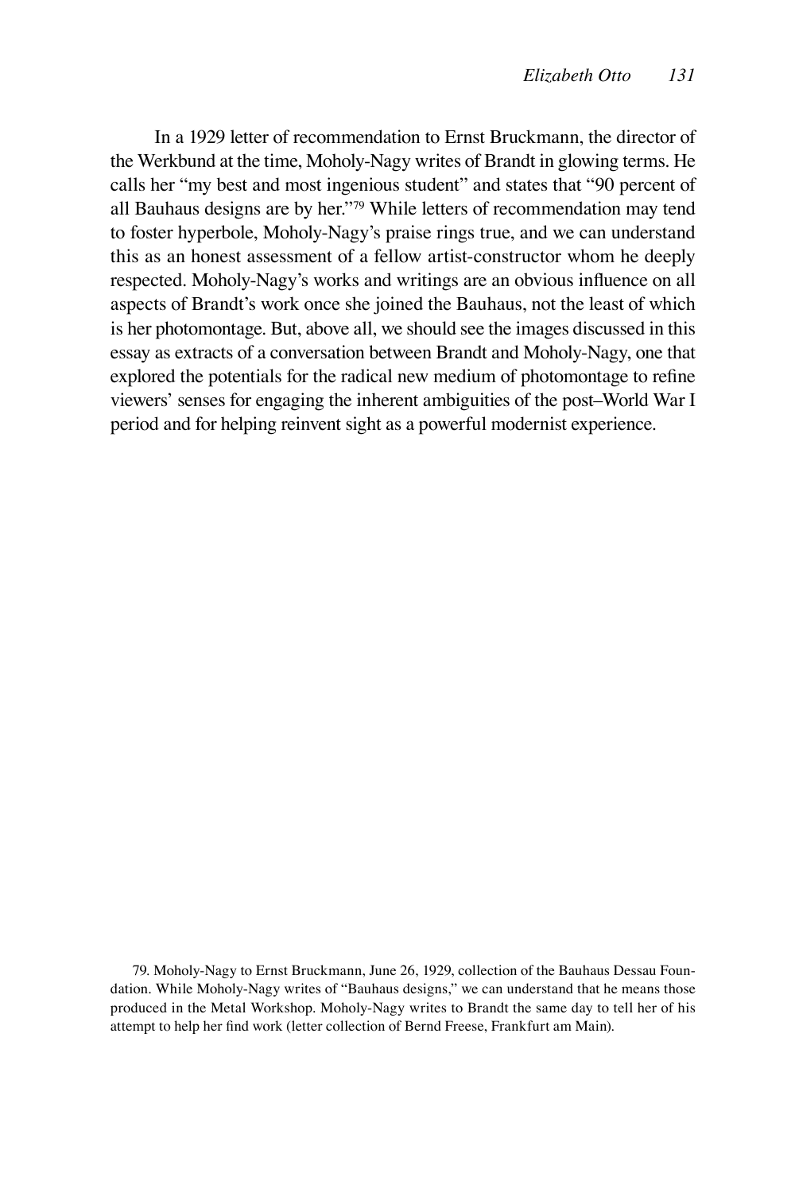In a 1929 letter of recommendation to Ernst Bruckmann, the director of the Werkbund at the time, Moholy-Nagy writes of Brandt in glowing terms. He calls her “my best and most ingenious student” and states that “90 percent of all Bauhaus designs are by her.”[79] While letters of recommendation may tend to foster hyperbole, Moholy-Nagy’s praise rings true, and we can understand this as an honest assessment of a fellow artist-constructor whom he deeply respected. Moholy-Nagy’s works and writings are an obvious influence on all aspects of Brandt’s work once she joined the Bauhaus, not the least of which is her photomontage. But, above all, we should see the images discussed in this essay as extracts of a conversation between Brandt and Moholy-Nagy, one that explored the potentials for the radical new medium of photomontage to refine viewers’ senses for engaging the inherent ambiguities of the post–World War I period and for helping reinvent sight as a powerful modernist experience.

79. Moholy-Nagy to Ernst Bruckmann, June 26, 1929, collection of the Bauhaus Dessau Foundation. While Moholy-Nagy writes of “Bauhaus designs,” we can understand that he means those produced in the Metal Workshop. Moholy-Nagy writes to Brandt the same day to tell her of his attempt to help her find work (letter collection of Bernd Freese, Frankfurt am Main).